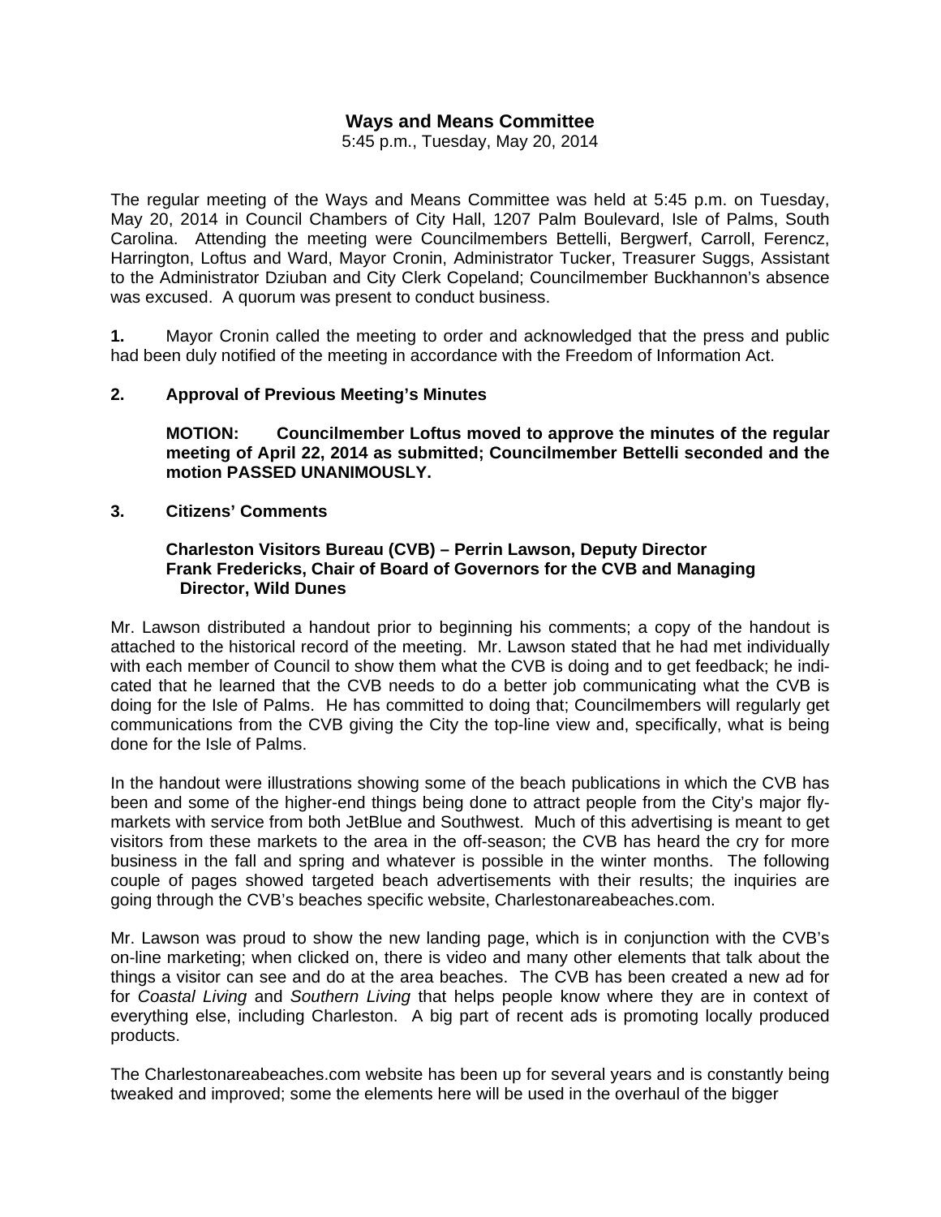# Ways and Means Committee

5:45 p.m., Tuesday, May 20, 2014

The regular meeting of the Ways and Means Committee was held at 5:45 p.m. on Tuesday, May 20, 2014 in Council Chambers of City Hall, 1207 Palm Boulevard, Isle of Palms, South Carolina. Attending the meeting were Councilmembers Bettelli, Bergwerf, Carroll, Ferencz, Harrington, Loftus and Ward, Mayor Cronin, Administrator Tucker, Treasurer Suggs, Assistant to the Administrator Dziuban and City Clerk Copeland; Councilmember Buckhannon's absence was excused. A quorum was present to conduct business.

**1.** Mayor Cronin called the meeting to order and acknowledged that the press and public had been duly notified of the meeting in accordance with the Freedom of Information Act.

**2. Approval of Previous Meeting's Minutes**

**MOTION: Councilmember Loftus moved to approve the minutes of the regular meeting of April 22, 2014 as submitted; Councilmember Bettelli seconded and the motion PASSED UNANIMOUSLY.**

**3. Citizens' Comments**

**Charleston Visitors Bureau (CVB) – Perrin Lawson, Deputy Director**
**Frank Fredericks, Chair of Board of Governors for the CVB and Managing Director, Wild Dunes**

Mr. Lawson distributed a handout prior to beginning his comments; a copy of the handout is attached to the historical record of the meeting. Mr. Lawson stated that he had met individually with each member of Council to show them what the CVB is doing and to get feedback; he indicated that he learned that the CVB needs to do a better job communicating what the CVB is doing for the Isle of Palms. He has committed to doing that; Councilmembers will regularly get communications from the CVB giving the City the top-line view and, specifically, what is being done for the Isle of Palms.

In the handout were illustrations showing some of the beach publications in which the CVB has been and some of the higher-end things being done to attract people from the City's major fly-markets with service from both JetBlue and Southwest. Much of this advertising is meant to get visitors from these markets to the area in the off-season; the CVB has heard the cry for more business in the fall and spring and whatever is possible in the winter months. The following couple of pages showed targeted beach advertisements with their results; the inquiries are going through the CVB's beaches specific website, Charlestonareabeaches.com.

Mr. Lawson was proud to show the new landing page, which is in conjunction with the CVB's on-line marketing; when clicked on, there is video and many other elements that talk about the things a visitor can see and do at the area beaches. The CVB has been created a new ad for for *Coastal Living* and *Southern Living* that helps people know where they are in context of everything else, including Charleston. A big part of recent ads is promoting locally produced products.

The Charlestonareabeaches.com website has been up for several years and is constantly being tweaked and improved; some the elements here will be used in the overhaul of the bigger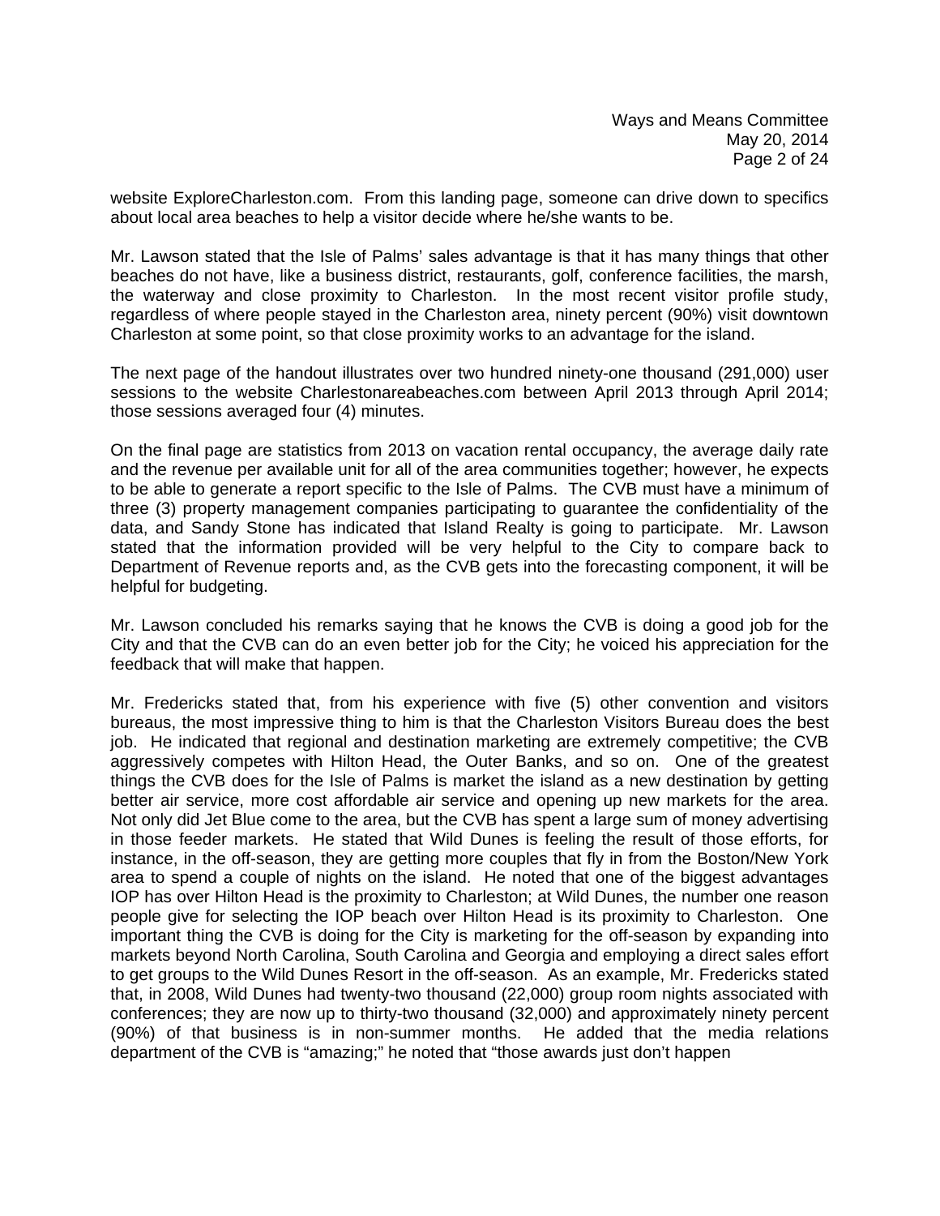website ExploreCharleston.com. From this landing page, someone can drive down to specifics about local area beaches to help a visitor decide where he/she wants to be.

Mr. Lawson stated that the Isle of Palms' sales advantage is that it has many things that other beaches do not have, like a business district, restaurants, golf, conference facilities, the marsh, the waterway and close proximity to Charleston. In the most recent visitor profile study, regardless of where people stayed in the Charleston area, ninety percent (90%) visit downtown Charleston at some point, so that close proximity works to an advantage for the island.

The next page of the handout illustrates over two hundred ninety-one thousand (291,000) user sessions to the website Charlestonareabeaches.com between April 2013 through April 2014; those sessions averaged four (4) minutes.

On the final page are statistics from 2013 on vacation rental occupancy, the average daily rate and the revenue per available unit for all of the area communities together; however, he expects to be able to generate a report specific to the Isle of Palms. The CVB must have a minimum of three (3) property management companies participating to guarantee the confidentiality of the data, and Sandy Stone has indicated that Island Realty is going to participate. Mr. Lawson stated that the information provided will be very helpful to the City to compare back to Department of Revenue reports and, as the CVB gets into the forecasting component, it will be helpful for budgeting.

Mr. Lawson concluded his remarks saying that he knows the CVB is doing a good job for the City and that the CVB can do an even better job for the City; he voiced his appreciation for the feedback that will make that happen.

Mr. Fredericks stated that, from his experience with five (5) other convention and visitors bureaus, the most impressive thing to him is that the Charleston Visitors Bureau does the best job. He indicated that regional and destination marketing are extremely competitive; the CVB aggressively competes with Hilton Head, the Outer Banks, and so on. One of the greatest things the CVB does for the Isle of Palms is market the island as a new destination by getting better air service, more cost affordable air service and opening up new markets for the area. Not only did Jet Blue come to the area, but the CVB has spent a large sum of money advertising in those feeder markets. He stated that Wild Dunes is feeling the result of those efforts, for instance, in the off-season, they are getting more couples that fly in from the Boston/New York area to spend a couple of nights on the island. He noted that one of the biggest advantages IOP has over Hilton Head is the proximity to Charleston; at Wild Dunes, the number one reason people give for selecting the IOP beach over Hilton Head is its proximity to Charleston. One important thing the CVB is doing for the City is marketing for the off-season by expanding into markets beyond North Carolina, South Carolina and Georgia and employing a direct sales effort to get groups to the Wild Dunes Resort in the off-season. As an example, Mr. Fredericks stated that, in 2008, Wild Dunes had twenty-two thousand (22,000) group room nights associated with conferences; they are now up to thirty-two thousand (32,000) and approximately ninety percent (90%) of that business is in non-summer months. He added that the media relations department of the CVB is "amazing;" he noted that "those awards just don't happen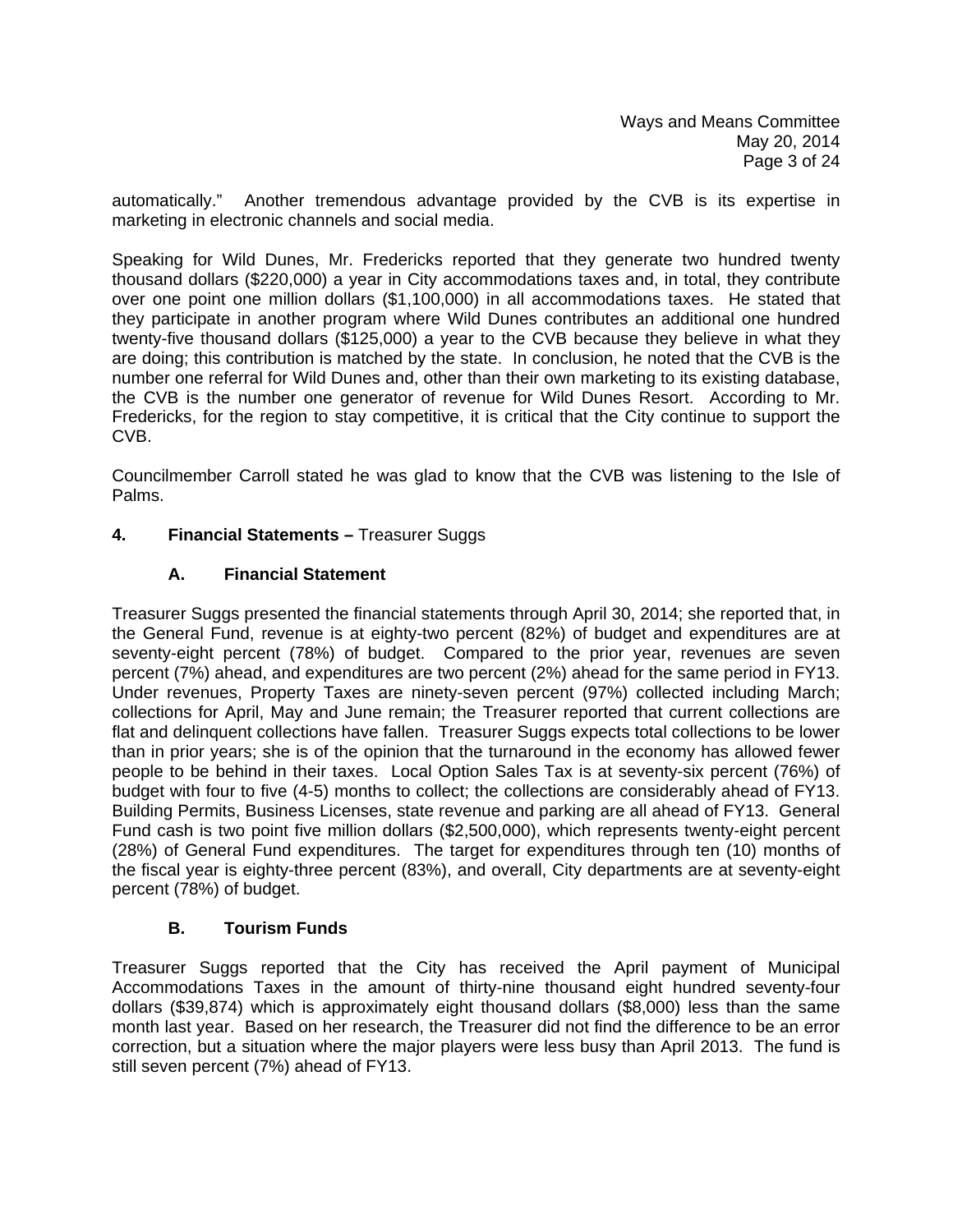automatically." Another tremendous advantage provided by the CVB is its expertise in marketing in electronic channels and social media.

Speaking for Wild Dunes, Mr. Fredericks reported that they generate two hundred twenty thousand dollars ($220,000) a year in City accommodations taxes and, in total, they contribute over one point one million dollars ($1,100,000) in all accommodations taxes. He stated that they participate in another program where Wild Dunes contributes an additional one hundred twenty-five thousand dollars ($125,000) a year to the CVB because they believe in what they are doing; this contribution is matched by the state. In conclusion, he noted that the CVB is the number one referral for Wild Dunes and, other than their own marketing to its existing database, the CVB is the number one generator of revenue for Wild Dunes Resort. According to Mr. Fredericks, for the region to stay competitive, it is critical that the City continue to support the CVB.

Councilmember Carroll stated he was glad to know that the CVB was listening to the Isle of Palms.

**4. Financial Statements –** Treasurer Suggs

**A. Financial Statement**

Treasurer Suggs presented the financial statements through April 30, 2014; she reported that, in the General Fund, revenue is at eighty-two percent (82%) of budget and expenditures are at seventy-eight percent (78%) of budget. Compared to the prior year, revenues are seven percent (7%) ahead, and expenditures are two percent (2%) ahead for the same period in FY13. Under revenues, Property Taxes are ninety-seven percent (97%) collected including March; collections for April, May and June remain; the Treasurer reported that current collections are flat and delinquent collections have fallen. Treasurer Suggs expects total collections to be lower than in prior years; she is of the opinion that the turnaround in the economy has allowed fewer people to be behind in their taxes. Local Option Sales Tax is at seventy-six percent (76%) of budget with four to five (4-5) months to collect; the collections are considerably ahead of FY13. Building Permits, Business Licenses, state revenue and parking are all ahead of FY13. General Fund cash is two point five million dollars ($2,500,000), which represents twenty-eight percent (28%) of General Fund expenditures. The target for expenditures through ten (10) months of the fiscal year is eighty-three percent (83%), and overall, City departments are at seventy-eight percent (78%) of budget.

**B. Tourism Funds**

Treasurer Suggs reported that the City has received the April payment of Municipal Accommodations Taxes in the amount of thirty-nine thousand eight hundred seventy-four dollars ($39,874) which is approximately eight thousand dollars ($8,000) less than the same month last year. Based on her research, the Treasurer did not find the difference to be an error correction, but a situation where the major players were less busy than April 2013. The fund is still seven percent (7%) ahead of FY13.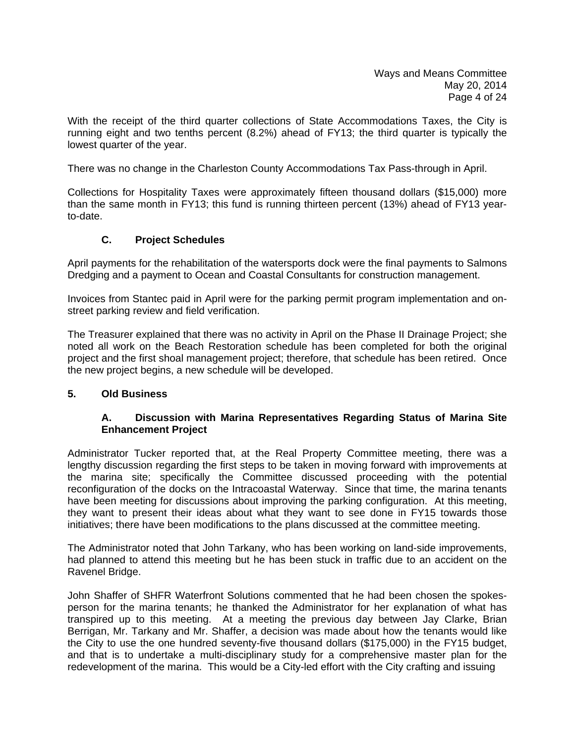With the receipt of the third quarter collections of State Accommodations Taxes, the City is running eight and two tenths percent (8.2%) ahead of FY13; the third quarter is typically the lowest quarter of the year.

There was no change in the Charleston County Accommodations Tax Pass-through in April.

Collections for Hospitality Taxes were approximately fifteen thousand dollars ($15,000) more than the same month in FY13; this fund is running thirteen percent (13%) ahead of FY13 year-to-date.

### C. Project Schedules

April payments for the rehabilitation of the watersports dock were the final payments to Salmons Dredging and a payment to Ocean and Coastal Consultants for construction management.

Invoices from Stantec paid in April were for the parking permit program implementation and on-street parking review and field verification.

The Treasurer explained that there was no activity in April on the Phase II Drainage Project; she noted all work on the Beach Restoration schedule has been completed for both the original project and the first shoal management project; therefore, that schedule has been retired. Once the new project begins, a new schedule will be developed.

## 5. Old Business

### A. Discussion with Marina Representatives Regarding Status of Marina Site Enhancement Project

Administrator Tucker reported that, at the Real Property Committee meeting, there was a lengthy discussion regarding the first steps to be taken in moving forward with improvements at the marina site; specifically the Committee discussed proceeding with the potential reconfiguration of the docks on the Intracoastal Waterway. Since that time, the marina tenants have been meeting for discussions about improving the parking configuration. At this meeting, they want to present their ideas about what they want to see done in FY15 towards those initiatives; there have been modifications to the plans discussed at the committee meeting.

The Administrator noted that John Tarkany, who has been working on land-side improvements, had planned to attend this meeting but he has been stuck in traffic due to an accident on the Ravenel Bridge.

John Shaffer of SHFR Waterfront Solutions commented that he had been chosen the spokes-person for the marina tenants; he thanked the Administrator for her explanation of what has transpired up to this meeting. At a meeting the previous day between Jay Clarke, Brian Berrigan, Mr. Tarkany and Mr. Shaffer, a decision was made about how the tenants would like the City to use the one hundred seventy-five thousand dollars ($175,000) in the FY15 budget, and that is to undertake a multi-disciplinary study for a comprehensive master plan for the redevelopment of the marina. This would be a City-led effort with the City crafting and issuing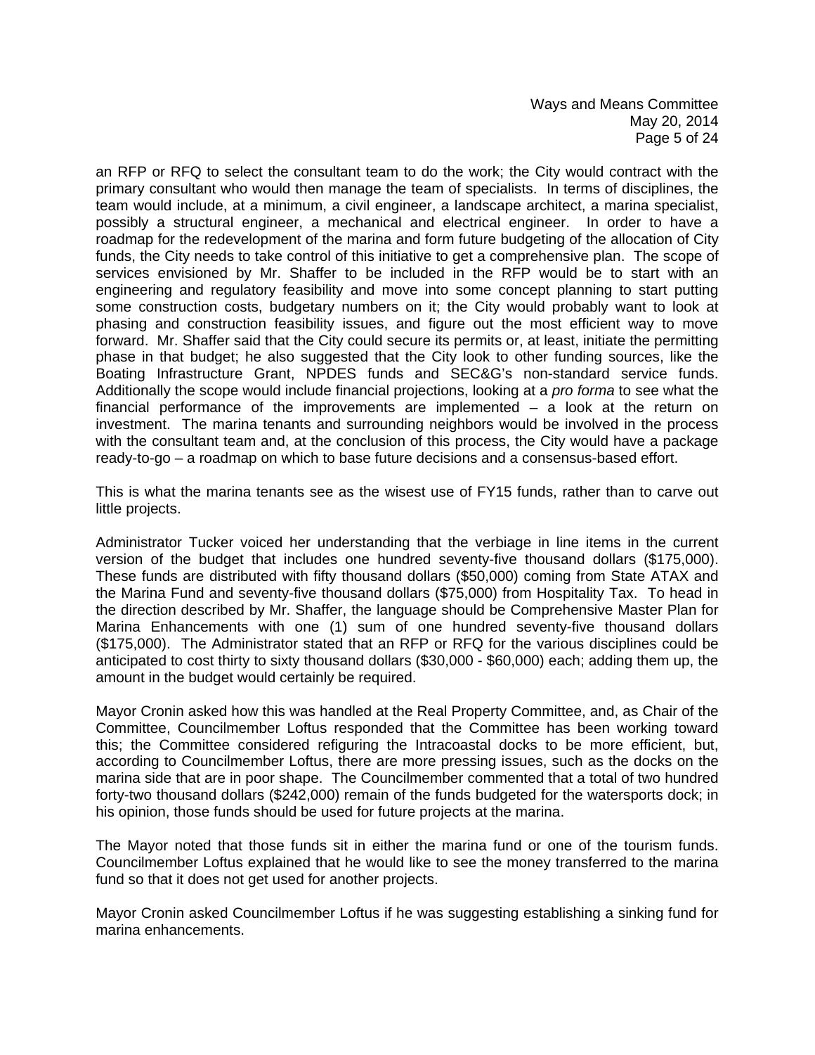an RFP or RFQ to select the consultant team to do the work; the City would contract with the primary consultant who would then manage the team of specialists. In terms of disciplines, the team would include, at a minimum, a civil engineer, a landscape architect, a marina specialist, possibly a structural engineer, a mechanical and electrical engineer. In order to have a roadmap for the redevelopment of the marina and form future budgeting of the allocation of City funds, the City needs to take control of this initiative to get a comprehensive plan. The scope of services envisioned by Mr. Shaffer to be included in the RFP would be to start with an engineering and regulatory feasibility and move into some concept planning to start putting some construction costs, budgetary numbers on it; the City would probably want to look at phasing and construction feasibility issues, and figure out the most efficient way to move forward. Mr. Shaffer said that the City could secure its permits or, at least, initiate the permitting phase in that budget; he also suggested that the City look to other funding sources, like the Boating Infrastructure Grant, NPDES funds and SEC&G's non-standard service funds. Additionally the scope would include financial projections, looking at a *pro forma* to see what the financial performance of the improvements are implemented – a look at the return on investment. The marina tenants and surrounding neighbors would be involved in the process with the consultant team and, at the conclusion of this process, the City would have a package ready-to-go – a roadmap on which to base future decisions and a consensus-based effort.

This is what the marina tenants see as the wisest use of FY15 funds, rather than to carve out little projects.

Administrator Tucker voiced her understanding that the verbiage in line items in the current version of the budget that includes one hundred seventy-five thousand dollars ($175,000). These funds are distributed with fifty thousand dollars ($50,000) coming from State ATAX and the Marina Fund and seventy-five thousand dollars ($75,000) from Hospitality Tax. To head in the direction described by Mr. Shaffer, the language should be Comprehensive Master Plan for Marina Enhancements with one (1) sum of one hundred seventy-five thousand dollars ($175,000). The Administrator stated that an RFP or RFQ for the various disciplines could be anticipated to cost thirty to sixty thousand dollars ($30,000 - $60,000) each; adding them up, the amount in the budget would certainly be required.

Mayor Cronin asked how this was handled at the Real Property Committee, and, as Chair of the Committee, Councilmember Loftus responded that the Committee has been working toward this; the Committee considered refiguring the Intracoastal docks to be more efficient, but, according to Councilmember Loftus, there are more pressing issues, such as the docks on the marina side that are in poor shape. The Councilmember commented that a total of two hundred forty-two thousand dollars ($242,000) remain of the funds budgeted for the watersports dock; in his opinion, those funds should be used for future projects at the marina.

The Mayor noted that those funds sit in either the marina fund or one of the tourism funds. Councilmember Loftus explained that he would like to see the money transferred to the marina fund so that it does not get used for another projects.

Mayor Cronin asked Councilmember Loftus if he was suggesting establishing a sinking fund for marina enhancements.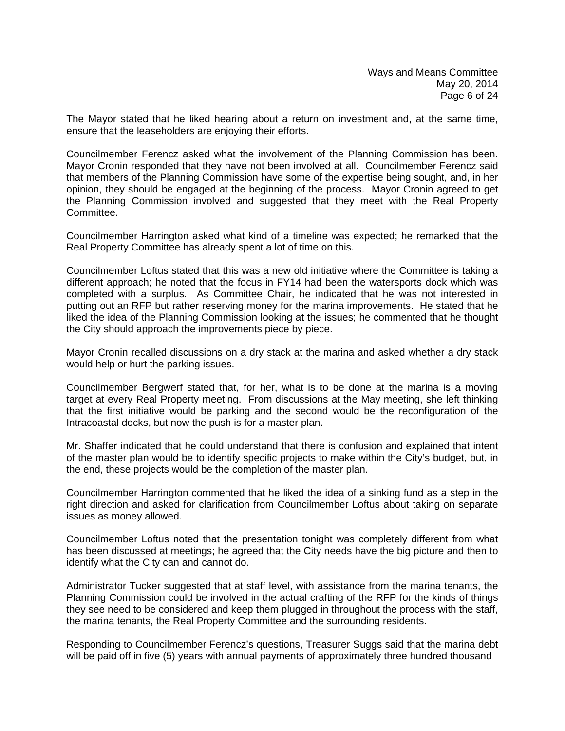The Mayor stated that he liked hearing about a return on investment and, at the same time, ensure that the leaseholders are enjoying their efforts.

Councilmember Ferencz asked what the involvement of the Planning Commission has been. Mayor Cronin responded that they have not been involved at all. Councilmember Ferencz said that members of the Planning Commission have some of the expertise being sought, and, in her opinion, they should be engaged at the beginning of the process. Mayor Cronin agreed to get the Planning Commission involved and suggested that they meet with the Real Property Committee.

Councilmember Harrington asked what kind of a timeline was expected; he remarked that the Real Property Committee has already spent a lot of time on this.

Councilmember Loftus stated that this was a new old initiative where the Committee is taking a different approach; he noted that the focus in FY14 had been the watersports dock which was completed with a surplus. As Committee Chair, he indicated that he was not interested in putting out an RFP but rather reserving money for the marina improvements. He stated that he liked the idea of the Planning Commission looking at the issues; he commented that he thought the City should approach the improvements piece by piece.

Mayor Cronin recalled discussions on a dry stack at the marina and asked whether a dry stack would help or hurt the parking issues.

Councilmember Bergwerf stated that, for her, what is to be done at the marina is a moving target at every Real Property meeting. From discussions at the May meeting, she left thinking that the first initiative would be parking and the second would be the reconfiguration of the Intracoastal docks, but now the push is for a master plan.

Mr. Shaffer indicated that he could understand that there is confusion and explained that intent of the master plan would be to identify specific projects to make within the City's budget, but, in the end, these projects would be the completion of the master plan.

Councilmember Harrington commented that he liked the idea of a sinking fund as a step in the right direction and asked for clarification from Councilmember Loftus about taking on separate issues as money allowed.

Councilmember Loftus noted that the presentation tonight was completely different from what has been discussed at meetings; he agreed that the City needs have the big picture and then to identify what the City can and cannot do.

Administrator Tucker suggested that at staff level, with assistance from the marina tenants, the Planning Commission could be involved in the actual crafting of the RFP for the kinds of things they see need to be considered and keep them plugged in throughout the process with the staff, the marina tenants, the Real Property Committee and the surrounding residents.

Responding to Councilmember Ferencz's questions, Treasurer Suggs said that the marina debt will be paid off in five (5) years with annual payments of approximately three hundred thousand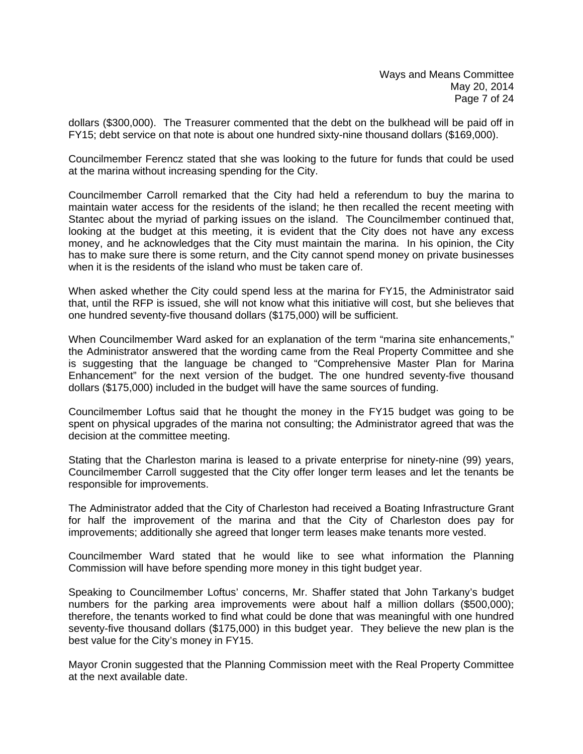dollars ($300,000). The Treasurer commented that the debt on the bulkhead will be paid off in FY15; debt service on that note is about one hundred sixty-nine thousand dollars ($169,000).

Councilmember Ferencz stated that she was looking to the future for funds that could be used at the marina without increasing spending for the City.

Councilmember Carroll remarked that the City had held a referendum to buy the marina to maintain water access for the residents of the island; he then recalled the recent meeting with Stantec about the myriad of parking issues on the island. The Councilmember continued that, looking at the budget at this meeting, it is evident that the City does not have any excess money, and he acknowledges that the City must maintain the marina. In his opinion, the City has to make sure there is some return, and the City cannot spend money on private businesses when it is the residents of the island who must be taken care of.

When asked whether the City could spend less at the marina for FY15, the Administrator said that, until the RFP is issued, she will not know what this initiative will cost, but she believes that one hundred seventy-five thousand dollars ($175,000) will be sufficient.

When Councilmember Ward asked for an explanation of the term "marina site enhancements," the Administrator answered that the wording came from the Real Property Committee and she is suggesting that the language be changed to "Comprehensive Master Plan for Marina Enhancement" for the next version of the budget. The one hundred seventy-five thousand dollars ($175,000) included in the budget will have the same sources of funding.

Councilmember Loftus said that he thought the money in the FY15 budget was going to be spent on physical upgrades of the marina not consulting; the Administrator agreed that was the decision at the committee meeting.

Stating that the Charleston marina is leased to a private enterprise for ninety-nine (99) years, Councilmember Carroll suggested that the City offer longer term leases and let the tenants be responsible for improvements.

The Administrator added that the City of Charleston had received a Boating Infrastructure Grant for half the improvement of the marina and that the City of Charleston does pay for improvements; additionally she agreed that longer term leases make tenants more vested.

Councilmember Ward stated that he would like to see what information the Planning Commission will have before spending more money in this tight budget year.

Speaking to Councilmember Loftus' concerns, Mr. Shaffer stated that John Tarkany's budget numbers for the parking area improvements were about half a million dollars ($500,000); therefore, the tenants worked to find what could be done that was meaningful with one hundred seventy-five thousand dollars ($175,000) in this budget year. They believe the new plan is the best value for the City's money in FY15.

Mayor Cronin suggested that the Planning Commission meet with the Real Property Committee at the next available date.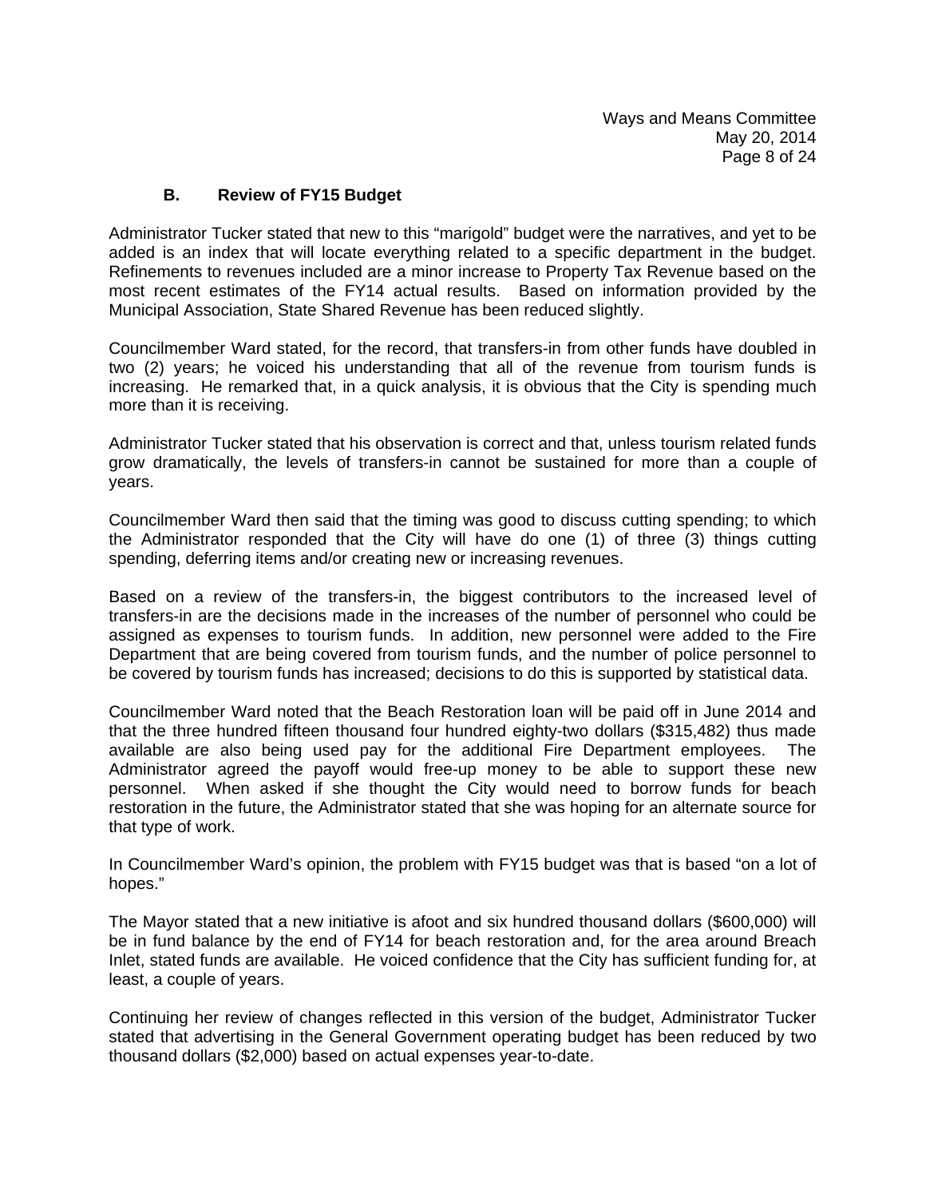### B. Review of FY15 Budget

Administrator Tucker stated that new to this "marigold" budget were the narratives, and yet to be added is an index that will locate everything related to a specific department in the budget. Refinements to revenues included are a minor increase to Property Tax Revenue based on the most recent estimates of the FY14 actual results. Based on information provided by the Municipal Association, State Shared Revenue has been reduced slightly.

Councilmember Ward stated, for the record, that transfers-in from other funds have doubled in two (2) years; he voiced his understanding that all of the revenue from tourism funds is increasing. He remarked that, in a quick analysis, it is obvious that the City is spending much more than it is receiving.

Administrator Tucker stated that his observation is correct and that, unless tourism related funds grow dramatically, the levels of transfers-in cannot be sustained for more than a couple of years.

Councilmember Ward then said that the timing was good to discuss cutting spending; to which the Administrator responded that the City will have do one (1) of three (3) things cutting spending, deferring items and/or creating new or increasing revenues.

Based on a review of the transfers-in, the biggest contributors to the increased level of transfers-in are the decisions made in the increases of the number of personnel who could be assigned as expenses to tourism funds. In addition, new personnel were added to the Fire Department that are being covered from tourism funds, and the number of police personnel to be covered by tourism funds has increased; decisions to do this is supported by statistical data.

Councilmember Ward noted that the Beach Restoration loan will be paid off in June 2014 and that the three hundred fifteen thousand four hundred eighty-two dollars ($315,482) thus made available are also being used pay for the additional Fire Department employees. The Administrator agreed the payoff would free-up money to be able to support these new personnel. When asked if she thought the City would need to borrow funds for beach restoration in the future, the Administrator stated that she was hoping for an alternate source for that type of work.

In Councilmember Ward's opinion, the problem with FY15 budget was that is based "on a lot of hopes."

The Mayor stated that a new initiative is afoot and six hundred thousand dollars ($600,000) will be in fund balance by the end of FY14 for beach restoration and, for the area around Breach Inlet, stated funds are available. He voiced confidence that the City has sufficient funding for, at least, a couple of years.

Continuing her review of changes reflected in this version of the budget, Administrator Tucker stated that advertising in the General Government operating budget has been reduced by two thousand dollars ($2,000) based on actual expenses year-to-date.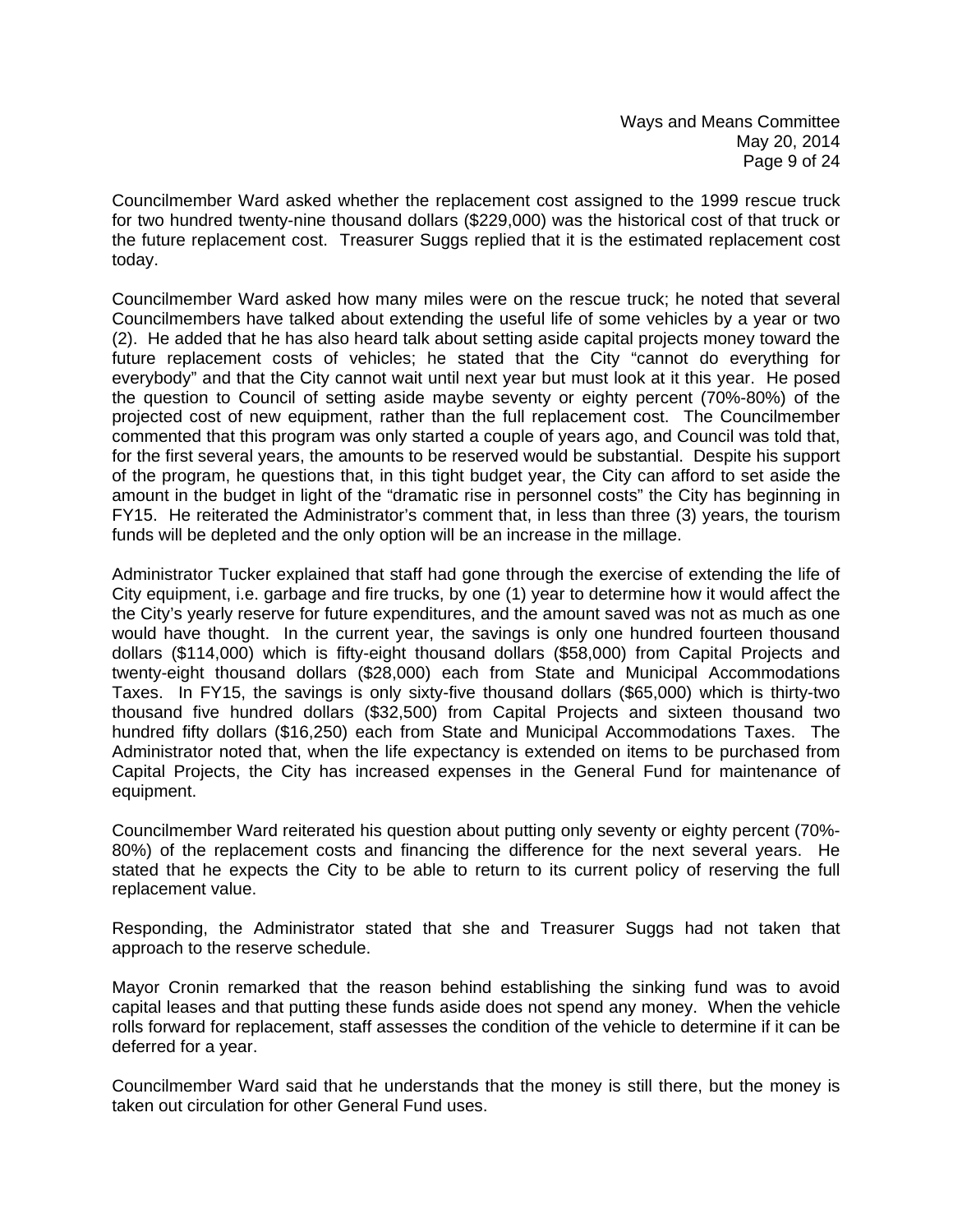Councilmember Ward asked whether the replacement cost assigned to the 1999 rescue truck for two hundred twenty-nine thousand dollars ($229,000) was the historical cost of that truck or the future replacement cost. Treasurer Suggs replied that it is the estimated replacement cost today.

Councilmember Ward asked how many miles were on the rescue truck; he noted that several Councilmembers have talked about extending the useful life of some vehicles by a year or two (2). He added that he has also heard talk about setting aside capital projects money toward the future replacement costs of vehicles; he stated that the City "cannot do everything for everybody" and that the City cannot wait until next year but must look at it this year. He posed the question to Council of setting aside maybe seventy or eighty percent (70%-80%) of the projected cost of new equipment, rather than the full replacement cost. The Councilmember commented that this program was only started a couple of years ago, and Council was told that, for the first several years, the amounts to be reserved would be substantial. Despite his support of the program, he questions that, in this tight budget year, the City can afford to set aside the amount in the budget in light of the "dramatic rise in personnel costs" the City has beginning in FY15. He reiterated the Administrator's comment that, in less than three (3) years, the tourism funds will be depleted and the only option will be an increase in the millage.

Administrator Tucker explained that staff had gone through the exercise of extending the life of City equipment, i.e. garbage and fire trucks, by one (1) year to determine how it would affect the the City's yearly reserve for future expenditures, and the amount saved was not as much as one would have thought. In the current year, the savings is only one hundred fourteen thousand dollars ($114,000) which is fifty-eight thousand dollars ($58,000) from Capital Projects and twenty-eight thousand dollars ($28,000) each from State and Municipal Accommodations Taxes. In FY15, the savings is only sixty-five thousand dollars ($65,000) which is thirty-two thousand five hundred dollars ($32,500) from Capital Projects and sixteen thousand two hundred fifty dollars ($16,250) each from State and Municipal Accommodations Taxes. The Administrator noted that, when the life expectancy is extended on items to be purchased from Capital Projects, the City has increased expenses in the General Fund for maintenance of equipment.

Councilmember Ward reiterated his question about putting only seventy or eighty percent (70%-80%) of the replacement costs and financing the difference for the next several years. He stated that he expects the City to be able to return to its current policy of reserving the full replacement value.

Responding, the Administrator stated that she and Treasurer Suggs had not taken that approach to the reserve schedule.

Mayor Cronin remarked that the reason behind establishing the sinking fund was to avoid capital leases and that putting these funds aside does not spend any money. When the vehicle rolls forward for replacement, staff assesses the condition of the vehicle to determine if it can be deferred for a year.

Councilmember Ward said that he understands that the money is still there, but the money is taken out circulation for other General Fund uses.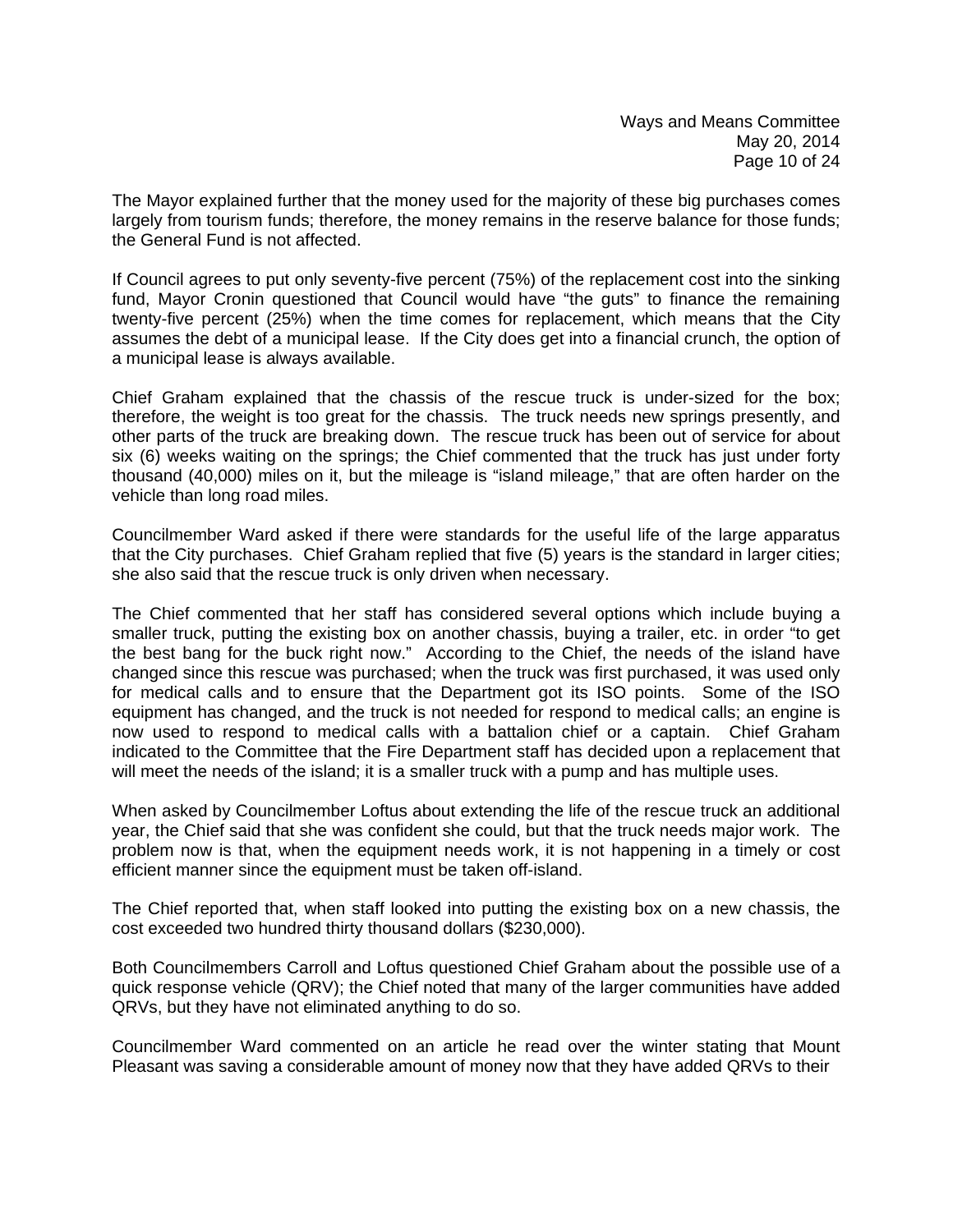The Mayor explained further that the money used for the majority of these big purchases comes largely from tourism funds; therefore, the money remains in the reserve balance for those funds; the General Fund is not affected.

If Council agrees to put only seventy-five percent (75%) of the replacement cost into the sinking fund, Mayor Cronin questioned that Council would have "the guts" to finance the remaining twenty-five percent (25%) when the time comes for replacement, which means that the City assumes the debt of a municipal lease. If the City does get into a financial crunch, the option of a municipal lease is always available.

Chief Graham explained that the chassis of the rescue truck is under-sized for the box; therefore, the weight is too great for the chassis. The truck needs new springs presently, and other parts of the truck are breaking down. The rescue truck has been out of service for about six (6) weeks waiting on the springs; the Chief commented that the truck has just under forty thousand (40,000) miles on it, but the mileage is "island mileage," that are often harder on the vehicle than long road miles.

Councilmember Ward asked if there were standards for the useful life of the large apparatus that the City purchases. Chief Graham replied that five (5) years is the standard in larger cities; she also said that the rescue truck is only driven when necessary.

The Chief commented that her staff has considered several options which include buying a smaller truck, putting the existing box on another chassis, buying a trailer, etc. in order "to get the best bang for the buck right now." According to the Chief, the needs of the island have changed since this rescue was purchased; when the truck was first purchased, it was used only for medical calls and to ensure that the Department got its ISO points. Some of the ISO equipment has changed, and the truck is not needed for respond to medical calls; an engine is now used to respond to medical calls with a battalion chief or a captain. Chief Graham indicated to the Committee that the Fire Department staff has decided upon a replacement that will meet the needs of the island; it is a smaller truck with a pump and has multiple uses.

When asked by Councilmember Loftus about extending the life of the rescue truck an additional year, the Chief said that she was confident she could, but that the truck needs major work. The problem now is that, when the equipment needs work, it is not happening in a timely or cost efficient manner since the equipment must be taken off-island.

The Chief reported that, when staff looked into putting the existing box on a new chassis, the cost exceeded two hundred thirty thousand dollars ($230,000).

Both Councilmembers Carroll and Loftus questioned Chief Graham about the possible use of a quick response vehicle (QRV); the Chief noted that many of the larger communities have added QRVs, but they have not eliminated anything to do so.

Councilmember Ward commented on an article he read over the winter stating that Mount Pleasant was saving a considerable amount of money now that they have added QRVs to their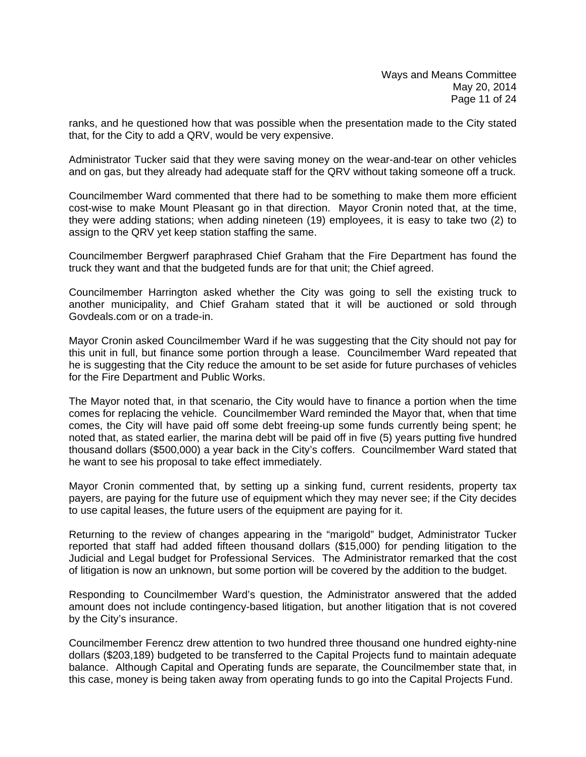ranks, and he questioned how that was possible when the presentation made to the City stated that, for the City to add a QRV, would be very expensive.

Administrator Tucker said that they were saving money on the wear-and-tear on other vehicles and on gas, but they already had adequate staff for the QRV without taking someone off a truck.

Councilmember Ward commented that there had to be something to make them more efficient cost-wise to make Mount Pleasant go in that direction. Mayor Cronin noted that, at the time, they were adding stations; when adding nineteen (19) employees, it is easy to take two (2) to assign to the QRV yet keep station staffing the same.

Councilmember Bergwerf paraphrased Chief Graham that the Fire Department has found the truck they want and that the budgeted funds are for that unit; the Chief agreed.

Councilmember Harrington asked whether the City was going to sell the existing truck to another municipality, and Chief Graham stated that it will be auctioned or sold through Govdeals.com or on a trade-in.

Mayor Cronin asked Councilmember Ward if he was suggesting that the City should not pay for this unit in full, but finance some portion through a lease. Councilmember Ward repeated that he is suggesting that the City reduce the amount to be set aside for future purchases of vehicles for the Fire Department and Public Works.

The Mayor noted that, in that scenario, the City would have to finance a portion when the time comes for replacing the vehicle. Councilmember Ward reminded the Mayor that, when that time comes, the City will have paid off some debt freeing-up some funds currently being spent; he noted that, as stated earlier, the marina debt will be paid off in five (5) years putting five hundred thousand dollars ($500,000) a year back in the City's coffers. Councilmember Ward stated that he want to see his proposal to take effect immediately.

Mayor Cronin commented that, by setting up a sinking fund, current residents, property tax payers, are paying for the future use of equipment which they may never see; if the City decides to use capital leases, the future users of the equipment are paying for it.

Returning to the review of changes appearing in the "marigold" budget, Administrator Tucker reported that staff had added fifteen thousand dollars ($15,000) for pending litigation to the Judicial and Legal budget for Professional Services. The Administrator remarked that the cost of litigation is now an unknown, but some portion will be covered by the addition to the budget.

Responding to Councilmember Ward's question, the Administrator answered that the added amount does not include contingency-based litigation, but another litigation that is not covered by the City's insurance.

Councilmember Ferencz drew attention to two hundred three thousand one hundred eighty-nine dollars ($203,189) budgeted to be transferred to the Capital Projects fund to maintain adequate balance. Although Capital and Operating funds are separate, the Councilmember state that, in this case, money is being taken away from operating funds to go into the Capital Projects Fund.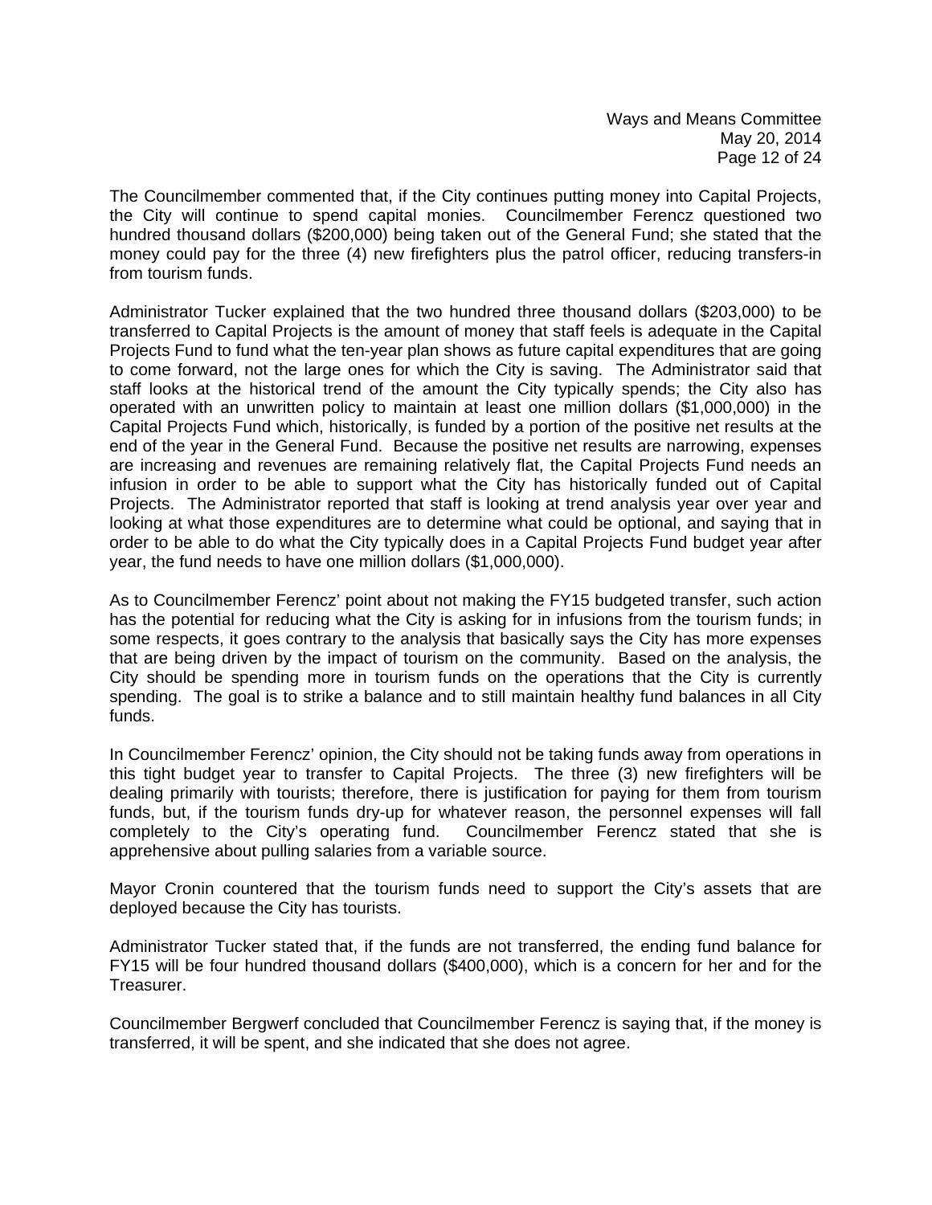The Councilmember commented that, if the City continues putting money into Capital Projects, the City will continue to spend capital monies. Councilmember Ferencz questioned two hundred thousand dollars ($200,000) being taken out of the General Fund; she stated that the money could pay for the three (4) new firefighters plus the patrol officer, reducing transfers-in from tourism funds.

Administrator Tucker explained that the two hundred three thousand dollars ($203,000) to be transferred to Capital Projects is the amount of money that staff feels is adequate in the Capital Projects Fund to fund what the ten-year plan shows as future capital expenditures that are going to come forward, not the large ones for which the City is saving. The Administrator said that staff looks at the historical trend of the amount the City typically spends; the City also has operated with an unwritten policy to maintain at least one million dollars ($1,000,000) in the Capital Projects Fund which, historically, is funded by a portion of the positive net results at the end of the year in the General Fund. Because the positive net results are narrowing, expenses are increasing and revenues are remaining relatively flat, the Capital Projects Fund needs an infusion in order to be able to support what the City has historically funded out of Capital Projects. The Administrator reported that staff is looking at trend analysis year over year and looking at what those expenditures are to determine what could be optional, and saying that in order to be able to do what the City typically does in a Capital Projects Fund budget year after year, the fund needs to have one million dollars ($1,000,000).

As to Councilmember Ferencz' point about not making the FY15 budgeted transfer, such action has the potential for reducing what the City is asking for in infusions from the tourism funds; in some respects, it goes contrary to the analysis that basically says the City has more expenses that are being driven by the impact of tourism on the community. Based on the analysis, the City should be spending more in tourism funds on the operations that the City is currently spending. The goal is to strike a balance and to still maintain healthy fund balances in all City funds.

In Councilmember Ferencz' opinion, the City should not be taking funds away from operations in this tight budget year to transfer to Capital Projects. The three (3) new firefighters will be dealing primarily with tourists; therefore, there is justification for paying for them from tourism funds, but, if the tourism funds dry-up for whatever reason, the personnel expenses will fall completely to the City's operating fund. Councilmember Ferencz stated that she is apprehensive about pulling salaries from a variable source.

Mayor Cronin countered that the tourism funds need to support the City's assets that are deployed because the City has tourists.

Administrator Tucker stated that, if the funds are not transferred, the ending fund balance for FY15 will be four hundred thousand dollars ($400,000), which is a concern for her and for the Treasurer.

Councilmember Bergwerf concluded that Councilmember Ferencz is saying that, if the money is transferred, it will be spent, and she indicated that she does not agree.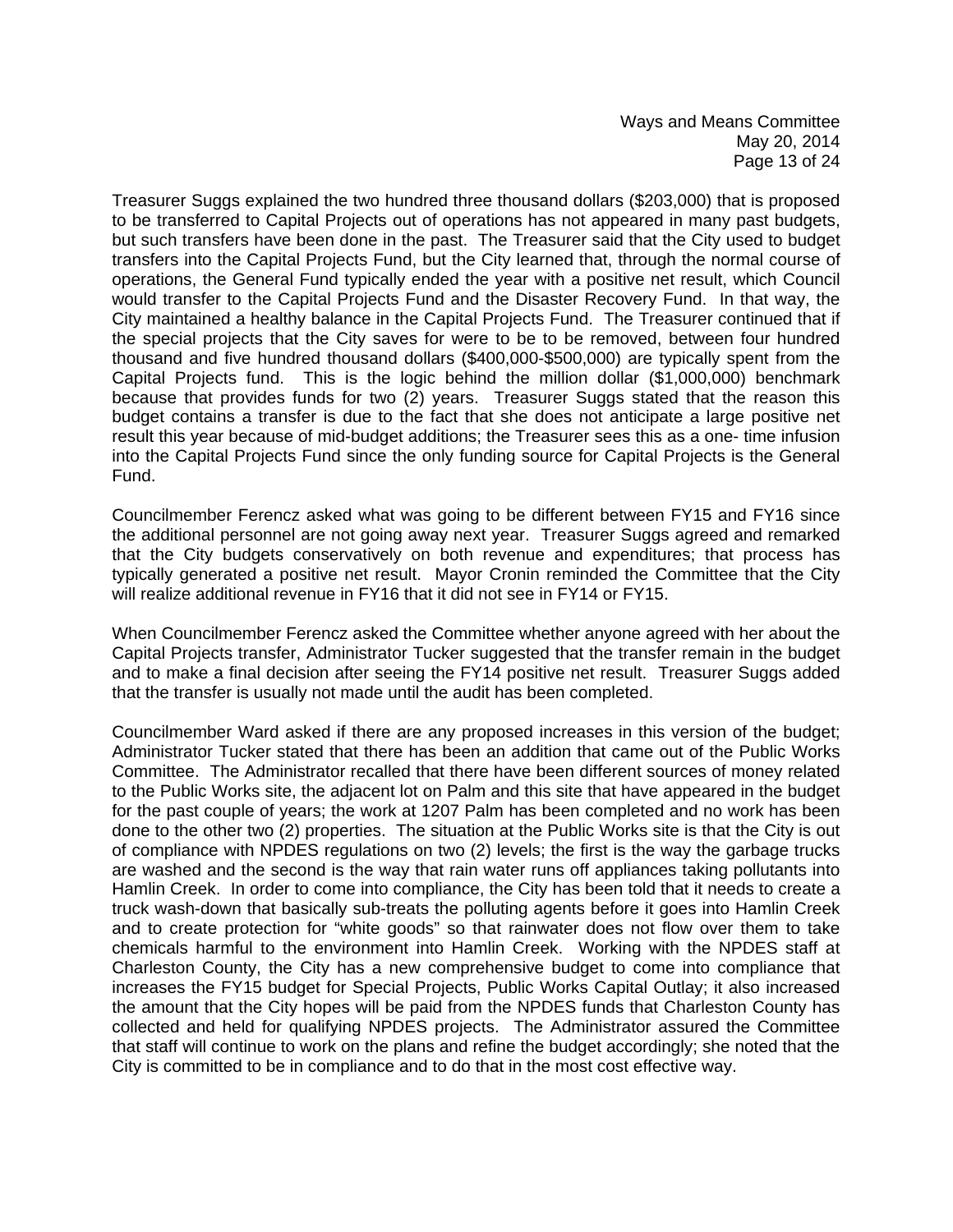Treasurer Suggs explained the two hundred three thousand dollars ($203,000) that is proposed to be transferred to Capital Projects out of operations has not appeared in many past budgets, but such transfers have been done in the past. The Treasurer said that the City used to budget transfers into the Capital Projects Fund, but the City learned that, through the normal course of operations, the General Fund typically ended the year with a positive net result, which Council would transfer to the Capital Projects Fund and the Disaster Recovery Fund. In that way, the City maintained a healthy balance in the Capital Projects Fund. The Treasurer continued that if the special projects that the City saves for were to be to be removed, between four hundred thousand and five hundred thousand dollars ($400,000-$500,000) are typically spent from the Capital Projects fund. This is the logic behind the million dollar ($1,000,000) benchmark because that provides funds for two (2) years. Treasurer Suggs stated that the reason this budget contains a transfer is due to the fact that she does not anticipate a large positive net result this year because of mid-budget additions; the Treasurer sees this as a one- time infusion into the Capital Projects Fund since the only funding source for Capital Projects is the General Fund.

Councilmember Ferencz asked what was going to be different between FY15 and FY16 since the additional personnel are not going away next year. Treasurer Suggs agreed and remarked that the City budgets conservatively on both revenue and expenditures; that process has typically generated a positive net result. Mayor Cronin reminded the Committee that the City will realize additional revenue in FY16 that it did not see in FY14 or FY15.

When Councilmember Ferencz asked the Committee whether anyone agreed with her about the Capital Projects transfer, Administrator Tucker suggested that the transfer remain in the budget and to make a final decision after seeing the FY14 positive net result. Treasurer Suggs added that the transfer is usually not made until the audit has been completed.

Councilmember Ward asked if there are any proposed increases in this version of the budget; Administrator Tucker stated that there has been an addition that came out of the Public Works Committee. The Administrator recalled that there have been different sources of money related to the Public Works site, the adjacent lot on Palm and this site that have appeared in the budget for the past couple of years; the work at 1207 Palm has been completed and no work has been done to the other two (2) properties. The situation at the Public Works site is that the City is out of compliance with NPDES regulations on two (2) levels; the first is the way the garbage trucks are washed and the second is the way that rain water runs off appliances taking pollutants into Hamlin Creek. In order to come into compliance, the City has been told that it needs to create a truck wash-down that basically sub-treats the polluting agents before it goes into Hamlin Creek and to create protection for "white goods" so that rainwater does not flow over them to take chemicals harmful to the environment into Hamlin Creek. Working with the NPDES staff at Charleston County, the City has a new comprehensive budget to come into compliance that increases the FY15 budget for Special Projects, Public Works Capital Outlay; it also increased the amount that the City hopes will be paid from the NPDES funds that Charleston County has collected and held for qualifying NPDES projects. The Administrator assured the Committee that staff will continue to work on the plans and refine the budget accordingly; she noted that the City is committed to be in compliance and to do that in the most cost effective way.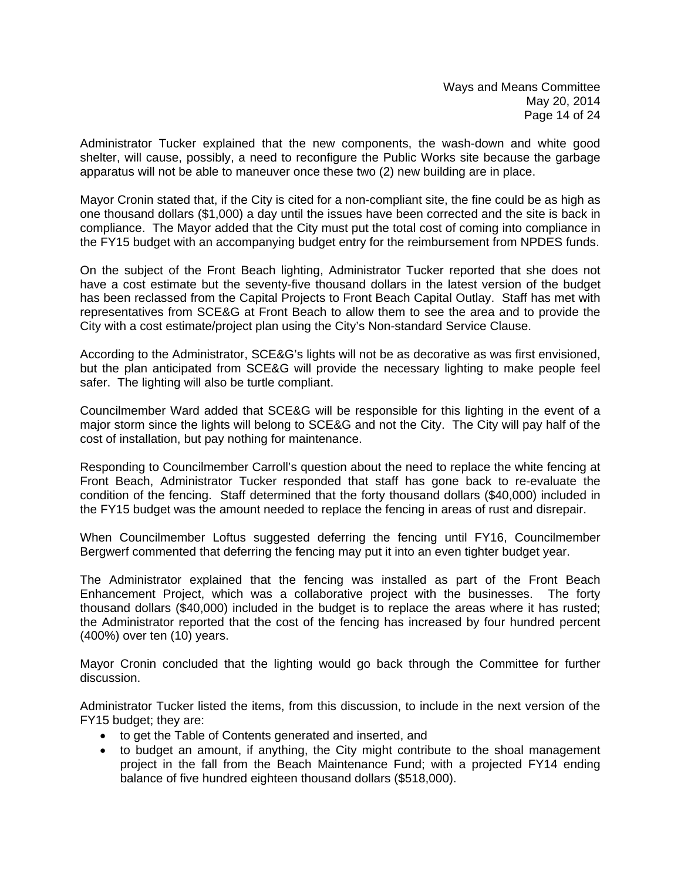Administrator Tucker explained that the new components, the wash-down and white good shelter, will cause, possibly, a need to reconfigure the Public Works site because the garbage apparatus will not be able to maneuver once these two (2) new building are in place.

Mayor Cronin stated that, if the City is cited for a non-compliant site, the fine could be as high as one thousand dollars ($1,000) a day until the issues have been corrected and the site is back in compliance. The Mayor added that the City must put the total cost of coming into compliance in the FY15 budget with an accompanying budget entry for the reimbursement from NPDES funds.

On the subject of the Front Beach lighting, Administrator Tucker reported that she does not have a cost estimate but the seventy-five thousand dollars in the latest version of the budget has been reclassed from the Capital Projects to Front Beach Capital Outlay. Staff has met with representatives from SCE&G at Front Beach to allow them to see the area and to provide the City with a cost estimate/project plan using the City's Non-standard Service Clause.

According to the Administrator, SCE&G's lights will not be as decorative as was first envisioned, but the plan anticipated from SCE&G will provide the necessary lighting to make people feel safer. The lighting will also be turtle compliant.

Councilmember Ward added that SCE&G will be responsible for this lighting in the event of a major storm since the lights will belong to SCE&G and not the City. The City will pay half of the cost of installation, but pay nothing for maintenance.

Responding to Councilmember Carroll's question about the need to replace the white fencing at Front Beach, Administrator Tucker responded that staff has gone back to re-evaluate the condition of the fencing. Staff determined that the forty thousand dollars ($40,000) included in the FY15 budget was the amount needed to replace the fencing in areas of rust and disrepair.

When Councilmember Loftus suggested deferring the fencing until FY16, Councilmember Bergwerf commented that deferring the fencing may put it into an even tighter budget year.

The Administrator explained that the fencing was installed as part of the Front Beach Enhancement Project, which was a collaborative project with the businesses. The forty thousand dollars ($40,000) included in the budget is to replace the areas where it has rusted; the Administrator reported that the cost of the fencing has increased by four hundred percent (400%) over ten (10) years.

Mayor Cronin concluded that the lighting would go back through the Committee for further discussion.

Administrator Tucker listed the items, from this discussion, to include in the next version of the FY15 budget; they are:

- to get the Table of Contents generated and inserted, and
- to budget an amount, if anything, the City might contribute to the shoal management project in the fall from the Beach Maintenance Fund; with a projected FY14 ending balance of five hundred eighteen thousand dollars ($518,000).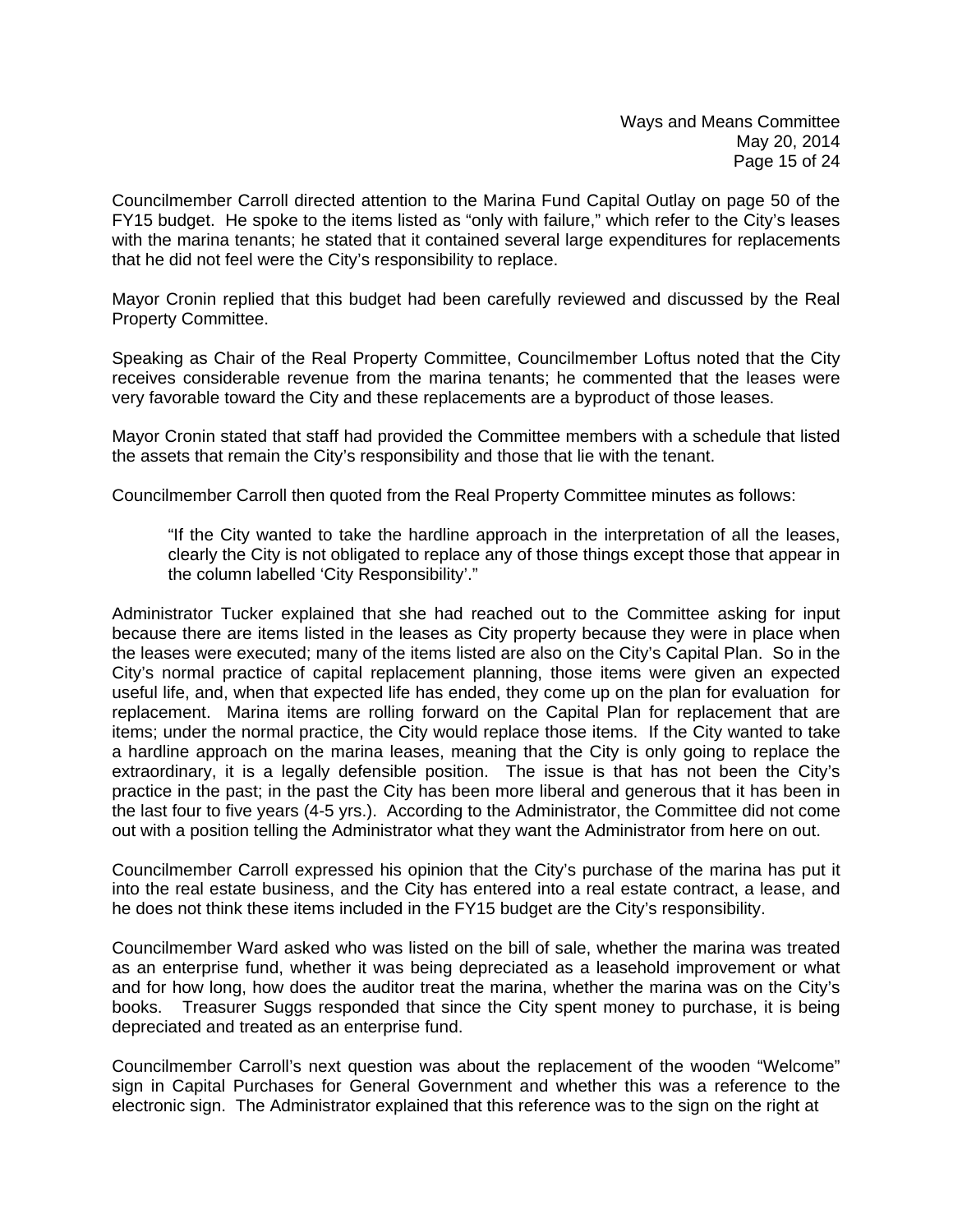Councilmember Carroll directed attention to the Marina Fund Capital Outlay on page 50 of the FY15 budget. He spoke to the items listed as "only with failure," which refer to the City's leases with the marina tenants; he stated that it contained several large expenditures for replacements that he did not feel were the City's responsibility to replace.

Mayor Cronin replied that this budget had been carefully reviewed and discussed by the Real Property Committee.

Speaking as Chair of the Real Property Committee, Councilmember Loftus noted that the City receives considerable revenue from the marina tenants; he commented that the leases were very favorable toward the City and these replacements are a byproduct of those leases.

Mayor Cronin stated that staff had provided the Committee members with a schedule that listed the assets that remain the City's responsibility and those that lie with the tenant.

Councilmember Carroll then quoted from the Real Property Committee minutes as follows:

> "If the City wanted to take the hardline approach in the interpretation of all the leases, clearly the City is not obligated to replace any of those things except those that appear in the column labelled 'City Responsibility'."

Administrator Tucker explained that she had reached out to the Committee asking for input because there are items listed in the leases as City property because they were in place when the leases were executed; many of the items listed are also on the City's Capital Plan. So in the City's normal practice of capital replacement planning, those items were given an expected useful life, and, when that expected life has ended, they come up on the plan for evaluation for replacement. Marina items are rolling forward on the Capital Plan for replacement that are items; under the normal practice, the City would replace those items. If the City wanted to take a hardline approach on the marina leases, meaning that the City is only going to replace the extraordinary, it is a legally defensible position. The issue is that has not been the City's practice in the past; in the past the City has been more liberal and generous that it has been in the last four to five years (4-5 yrs.). According to the Administrator, the Committee did not come out with a position telling the Administrator what they want the Administrator from here on out.

Councilmember Carroll expressed his opinion that the City's purchase of the marina has put it into the real estate business, and the City has entered into a real estate contract, a lease, and he does not think these items included in the FY15 budget are the City's responsibility.

Councilmember Ward asked who was listed on the bill of sale, whether the marina was treated as an enterprise fund, whether it was being depreciated as a leasehold improvement or what and for how long, how does the auditor treat the marina, whether the marina was on the City's books. Treasurer Suggs responded that since the City spent money to purchase, it is being depreciated and treated as an enterprise fund.

Councilmember Carroll's next question was about the replacement of the wooden "Welcome" sign in Capital Purchases for General Government and whether this was a reference to the electronic sign. The Administrator explained that this reference was to the sign on the right at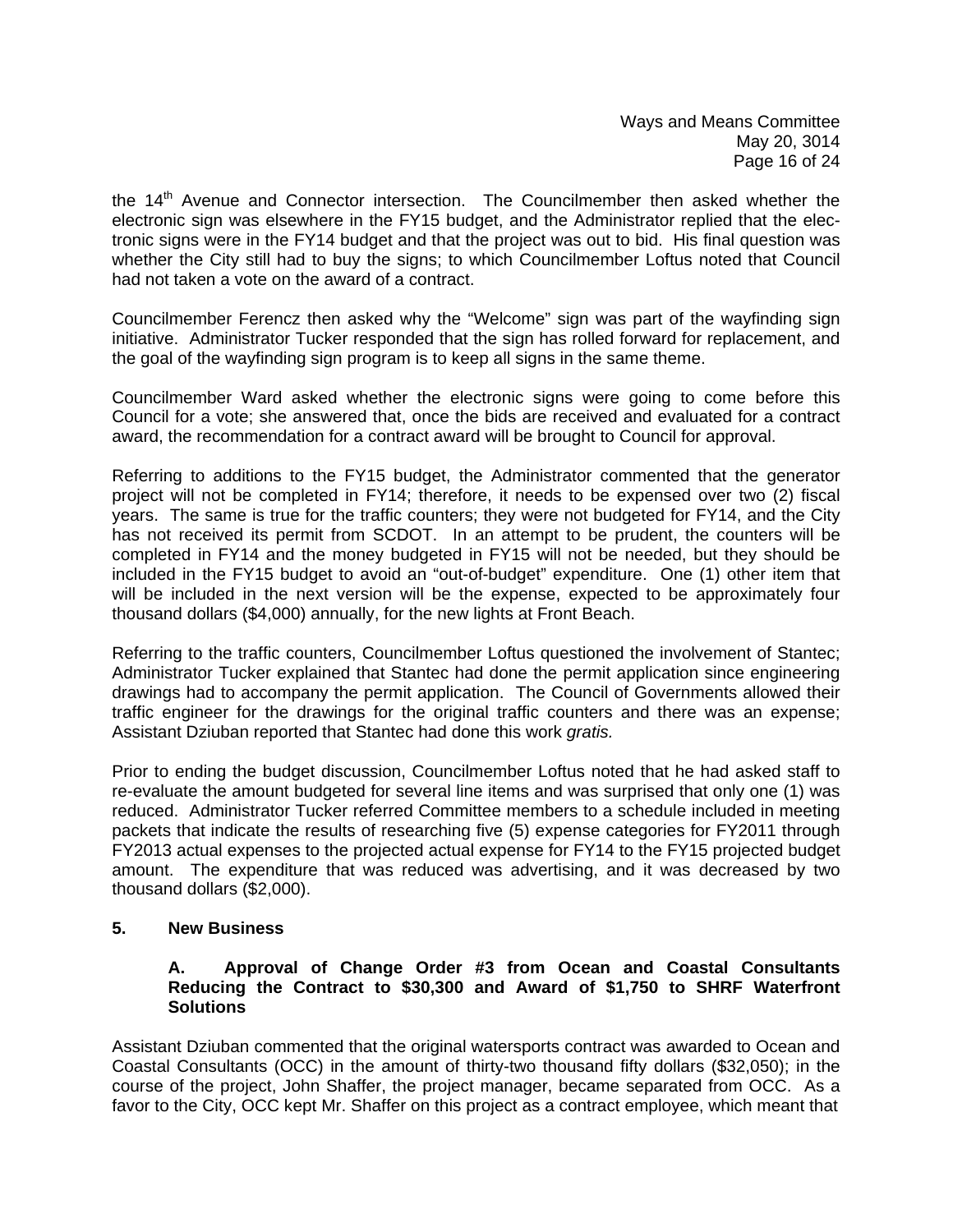the 14th Avenue and Connector intersection. The Councilmember then asked whether the electronic sign was elsewhere in the FY15 budget, and the Administrator replied that the electronic signs were in the FY14 budget and that the project was out to bid. His final question was whether the City still had to buy the signs; to which Councilmember Loftus noted that Council had not taken a vote on the award of a contract.

Councilmember Ferencz then asked why the "Welcome" sign was part of the wayfinding sign initiative. Administrator Tucker responded that the sign has rolled forward for replacement, and the goal of the wayfinding sign program is to keep all signs in the same theme.

Councilmember Ward asked whether the electronic signs were going to come before this Council for a vote; she answered that, once the bids are received and evaluated for a contract award, the recommendation for a contract award will be brought to Council for approval.

Referring to additions to the FY15 budget, the Administrator commented that the generator project will not be completed in FY14; therefore, it needs to be expensed over two (2) fiscal years. The same is true for the traffic counters; they were not budgeted for FY14, and the City has not received its permit from SCDOT. In an attempt to be prudent, the counters will be completed in FY14 and the money budgeted in FY15 will not be needed, but they should be included in the FY15 budget to avoid an "out-of-budget" expenditure. One (1) other item that will be included in the next version will be the expense, expected to be approximately four thousand dollars ($4,000) annually, for the new lights at Front Beach.

Referring to the traffic counters, Councilmember Loftus questioned the involvement of Stantec; Administrator Tucker explained that Stantec had done the permit application since engineering drawings had to accompany the permit application. The Council of Governments allowed their traffic engineer for the drawings for the original traffic counters and there was an expense; Assistant Dziuban reported that Stantec had done this work *gratis.*

Prior to ending the budget discussion, Councilmember Loftus noted that he had asked staff to re-evaluate the amount budgeted for several line items and was surprised that only one (1) was reduced. Administrator Tucker referred Committee members to a schedule included in meeting packets that indicate the results of researching five (5) expense categories for FY2011 through FY2013 actual expenses to the projected actual expense for FY14 to the FY15 projected budget amount. The expenditure that was reduced was advertising, and it was decreased by two thousand dollars ($2,000).

**5. New Business**

**A. Approval of Change Order #3 from Ocean and Coastal Consultants Reducing the Contract to $30,300 and Award of $1,750 to SHRF Waterfront Solutions**

Assistant Dziuban commented that the original watersports contract was awarded to Ocean and Coastal Consultants (OCC) in the amount of thirty-two thousand fifty dollars ($32,050); in the course of the project, John Shaffer, the project manager, became separated from OCC. As a favor to the City, OCC kept Mr. Shaffer on this project as a contract employee, which meant that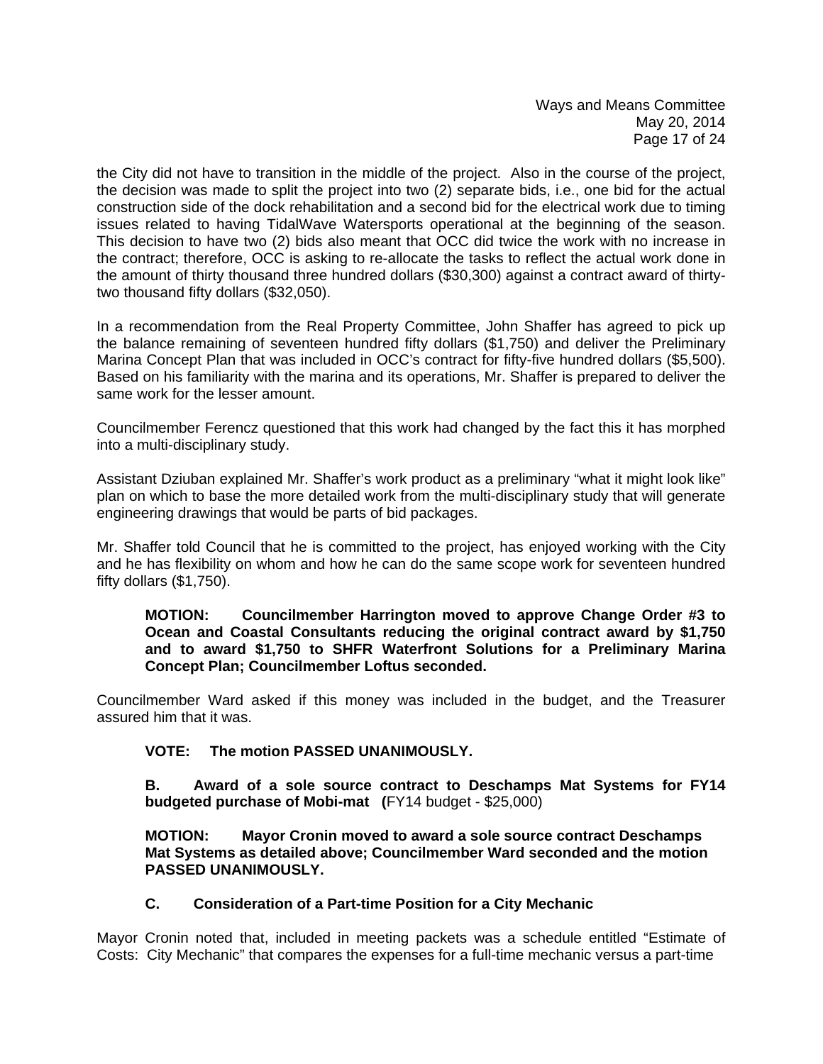the City did not have to transition in the middle of the project. Also in the course of the project, the decision was made to split the project into two (2) separate bids, i.e., one bid for the actual construction side of the dock rehabilitation and a second bid for the electrical work due to timing issues related to having TidalWave Watersports operational at the beginning of the season. This decision to have two (2) bids also meant that OCC did twice the work with no increase in the contract; therefore, OCC is asking to re-allocate the tasks to reflect the actual work done in the amount of thirty thousand three hundred dollars ($30,300) against a contract award of thirty-two thousand fifty dollars ($32,050).

In a recommendation from the Real Property Committee, John Shaffer has agreed to pick up the balance remaining of seventeen hundred fifty dollars ($1,750) and deliver the Preliminary Marina Concept Plan that was included in OCC's contract for fifty-five hundred dollars ($5,500). Based on his familiarity with the marina and its operations, Mr. Shaffer is prepared to deliver the same work for the lesser amount.

Councilmember Ferencz questioned that this work had changed by the fact this it has morphed into a multi-disciplinary study.

Assistant Dziuban explained Mr. Shaffer's work product as a preliminary "what it might look like" plan on which to base the more detailed work from the multi-disciplinary study that will generate engineering drawings that would be parts of bid packages.

Mr. Shaffer told Council that he is committed to the project, has enjoyed working with the City and he has flexibility on whom and how he can do the same scope work for seventeen hundred fifty dollars ($1,750).

> **MOTION: Councilmember Harrington moved to approve Change Order #3 to Ocean and Coastal Consultants reducing the original contract award by $1,750 and to award $1,750 to SHFR Waterfront Solutions for a Preliminary Marina Concept Plan; Councilmember Loftus seconded.**

Councilmember Ward asked if this money was included in the budget, and the Treasurer assured him that it was.

> **VOTE: The motion PASSED UNANIMOUSLY.**

> **B. Award of a sole source contract to Deschamps Mat Systems for FY14 budgeted purchase of Mobi-mat (**FY14 budget - $25,000)

> **MOTION: Mayor Cronin moved to award a sole source contract Deschamps Mat Systems as detailed above; Councilmember Ward seconded and the motion PASSED UNANIMOUSLY.**

> **C. Consideration of a Part-time Position for a City Mechanic**

Mayor Cronin noted that, included in meeting packets was a schedule entitled "Estimate of Costs: City Mechanic" that compares the expenses for a full-time mechanic versus a part-time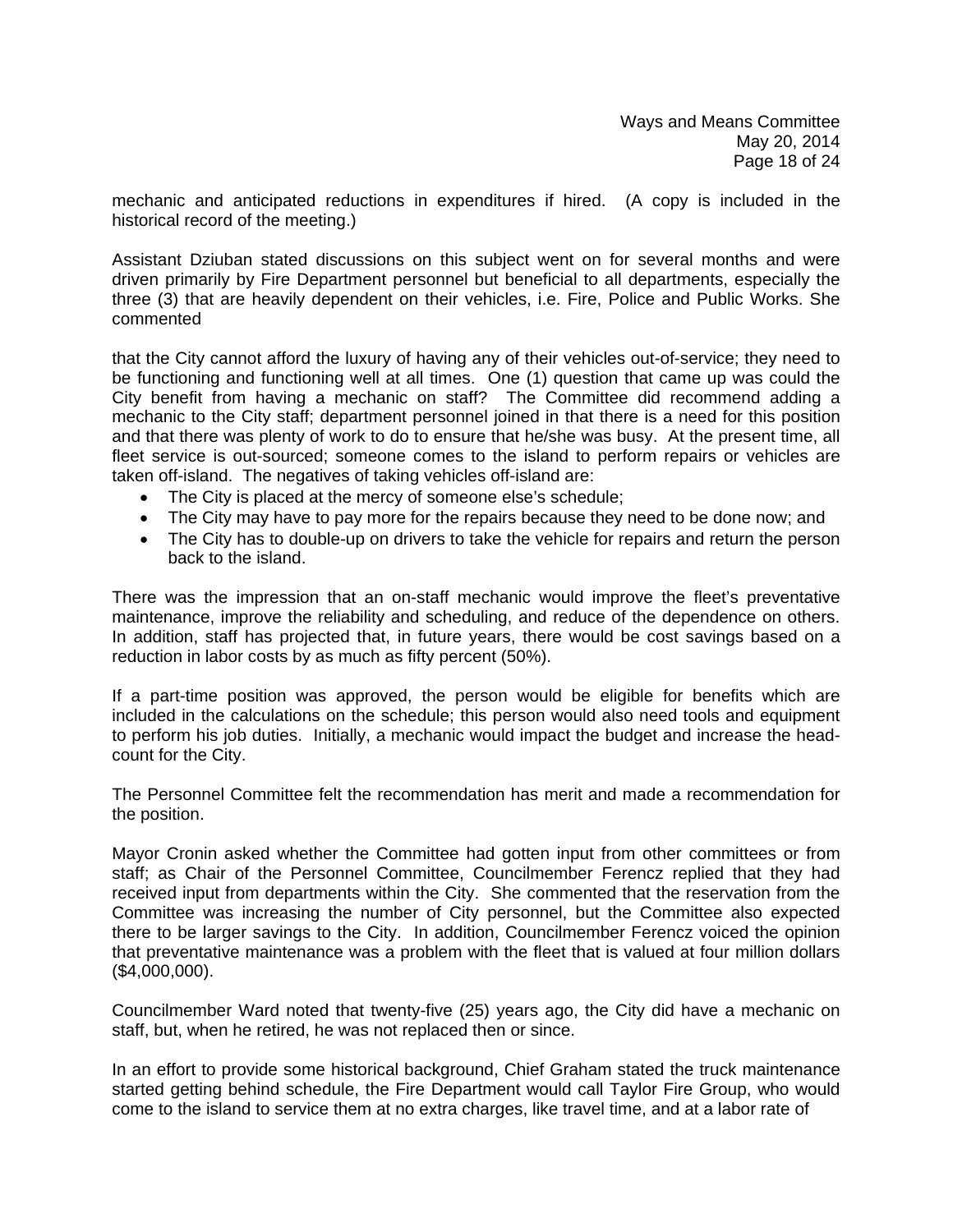mechanic and anticipated reductions in expenditures if hired. (A copy is included in the historical record of the meeting.)

Assistant Dziuban stated discussions on this subject went on for several months and were driven primarily by Fire Department personnel but beneficial to all departments, especially the three (3) that are heavily dependent on their vehicles, i.e. Fire, Police and Public Works. She commented

that the City cannot afford the luxury of having any of their vehicles out-of-service; they need to be functioning and functioning well at all times. One (1) question that came up was could the City benefit from having a mechanic on staff? The Committee did recommend adding a mechanic to the City staff; department personnel joined in that there is a need for this position and that there was plenty of work to do to ensure that he/she was busy. At the present time, all fleet service is out-sourced; someone comes to the island to perform repairs or vehicles are taken off-island. The negatives of taking vehicles off-island are:

- The City is placed at the mercy of someone else's schedule;
- The City may have to pay more for the repairs because they need to be done now; and
- The City has to double-up on drivers to take the vehicle for repairs and return the person back to the island.

There was the impression that an on-staff mechanic would improve the fleet's preventative maintenance, improve the reliability and scheduling, and reduce of the dependence on others. In addition, staff has projected that, in future years, there would be cost savings based on a reduction in labor costs by as much as fifty percent (50%).

If a part-time position was approved, the person would be eligible for benefits which are included in the calculations on the schedule; this person would also need tools and equipment to perform his job duties. Initially, a mechanic would impact the budget and increase the head-count for the City.

The Personnel Committee felt the recommendation has merit and made a recommendation for the position.

Mayor Cronin asked whether the Committee had gotten input from other committees or from staff; as Chair of the Personnel Committee, Councilmember Ferencz replied that they had received input from departments within the City. She commented that the reservation from the Committee was increasing the number of City personnel, but the Committee also expected there to be larger savings to the City. In addition, Councilmember Ferencz voiced the opinion that preventative maintenance was a problem with the fleet that is valued at four million dollars ($4,000,000).

Councilmember Ward noted that twenty-five (25) years ago, the City did have a mechanic on staff, but, when he retired, he was not replaced then or since.

In an effort to provide some historical background, Chief Graham stated the truck maintenance started getting behind schedule, the Fire Department would call Taylor Fire Group, who would come to the island to service them at no extra charges, like travel time, and at a labor rate of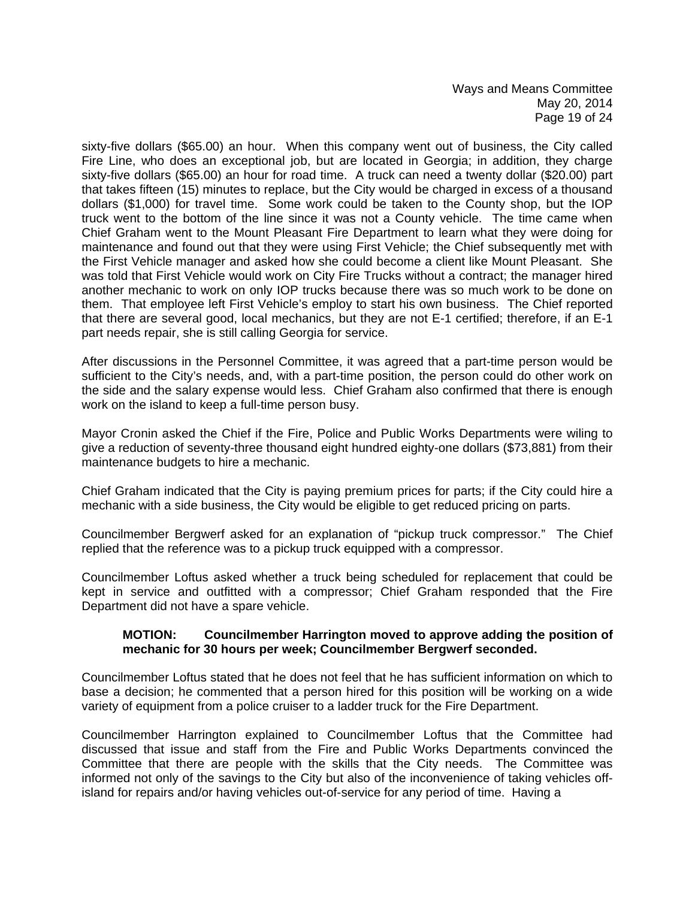sixty-five dollars ($65.00) an hour. When this company went out of business, the City called Fire Line, who does an exceptional job, but are located in Georgia; in addition, they charge sixty-five dollars ($65.00) an hour for road time. A truck can need a twenty dollar ($20.00) part that takes fifteen (15) minutes to replace, but the City would be charged in excess of a thousand dollars ($1,000) for travel time. Some work could be taken to the County shop, but the IOP truck went to the bottom of the line since it was not a County vehicle. The time came when Chief Graham went to the Mount Pleasant Fire Department to learn what they were doing for maintenance and found out that they were using First Vehicle; the Chief subsequently met with the First Vehicle manager and asked how she could become a client like Mount Pleasant. She was told that First Vehicle would work on City Fire Trucks without a contract; the manager hired another mechanic to work on only IOP trucks because there was so much work to be done on them. That employee left First Vehicle's employ to start his own business. The Chief reported that there are several good, local mechanics, but they are not E-1 certified; therefore, if an E-1 part needs repair, she is still calling Georgia for service.

After discussions in the Personnel Committee, it was agreed that a part-time person would be sufficient to the City's needs, and, with a part-time position, the person could do other work on the side and the salary expense would less. Chief Graham also confirmed that there is enough work on the island to keep a full-time person busy.

Mayor Cronin asked the Chief if the Fire, Police and Public Works Departments were wiling to give a reduction of seventy-three thousand eight hundred eighty-one dollars ($73,881) from their maintenance budgets to hire a mechanic.

Chief Graham indicated that the City is paying premium prices for parts; if the City could hire a mechanic with a side business, the City would be eligible to get reduced pricing on parts.

Councilmember Bergwerf asked for an explanation of "pickup truck compressor." The Chief replied that the reference was to a pickup truck equipped with a compressor.

Councilmember Loftus asked whether a truck being scheduled for replacement that could be kept in service and outfitted with a compressor; Chief Graham responded that the Fire Department did not have a spare vehicle.

> **MOTION: Councilmember Harrington moved to approve adding the position of mechanic for 30 hours per week; Councilmember Bergwerf seconded.**

Councilmember Loftus stated that he does not feel that he has sufficient information on which to base a decision; he commented that a person hired for this position will be working on a wide variety of equipment from a police cruiser to a ladder truck for the Fire Department.

Councilmember Harrington explained to Councilmember Loftus that the Committee had discussed that issue and staff from the Fire and Public Works Departments convinced the Committee that there are people with the skills that the City needs. The Committee was informed not only of the savings to the City but also of the inconvenience of taking vehicles off-island for repairs and/or having vehicles out-of-service for any period of time. Having a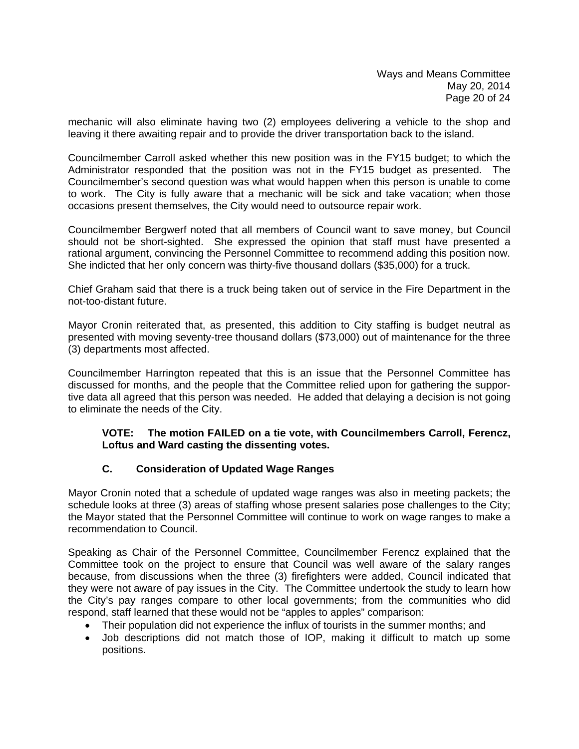mechanic will also eliminate having two (2) employees delivering a vehicle to the shop and leaving it there awaiting repair and to provide the driver transportation back to the island.

Councilmember Carroll asked whether this new position was in the FY15 budget; to which the Administrator responded that the position was not in the FY15 budget as presented. The Councilmember's second question was what would happen when this person is unable to come to work. The City is fully aware that a mechanic will be sick and take vacation; when those occasions present themselves, the City would need to outsource repair work.

Councilmember Bergwerf noted that all members of Council want to save money, but Council should not be short-sighted. She expressed the opinion that staff must have presented a rational argument, convincing the Personnel Committee to recommend adding this position now. She indicted that her only concern was thirty-five thousand dollars ($35,000) for a truck.

Chief Graham said that there is a truck being taken out of service in the Fire Department in the not-too-distant future.

Mayor Cronin reiterated that, as presented, this addition to City staffing is budget neutral as presented with moving seventy-tree thousand dollars ($73,000) out of maintenance for the three (3) departments most affected.

Councilmember Harrington repeated that this is an issue that the Personnel Committee has discussed for months, and the people that the Committee relied upon for gathering the supportive data all agreed that this person was needed. He added that delaying a decision is not going to eliminate the needs of the City.

> **VOTE: The motion FAILED on a tie vote, with Councilmembers Carroll, Ferencz, Loftus and Ward casting the dissenting votes.**

### C. Consideration of Updated Wage Ranges

Mayor Cronin noted that a schedule of updated wage ranges was also in meeting packets; the schedule looks at three (3) areas of staffing whose present salaries pose challenges to the City; the Mayor stated that the Personnel Committee will continue to work on wage ranges to make a recommendation to Council.

Speaking as Chair of the Personnel Committee, Councilmember Ferencz explained that the Committee took on the project to ensure that Council was well aware of the salary ranges because, from discussions when the three (3) firefighters were added, Council indicated that they were not aware of pay issues in the City. The Committee undertook the study to learn how the City's pay ranges compare to other local governments; from the communities who did respond, staff learned that these would not be "apples to apples" comparison:

- Their population did not experience the influx of tourists in the summer months; and
- Job descriptions did not match those of IOP, making it difficult to match up some positions.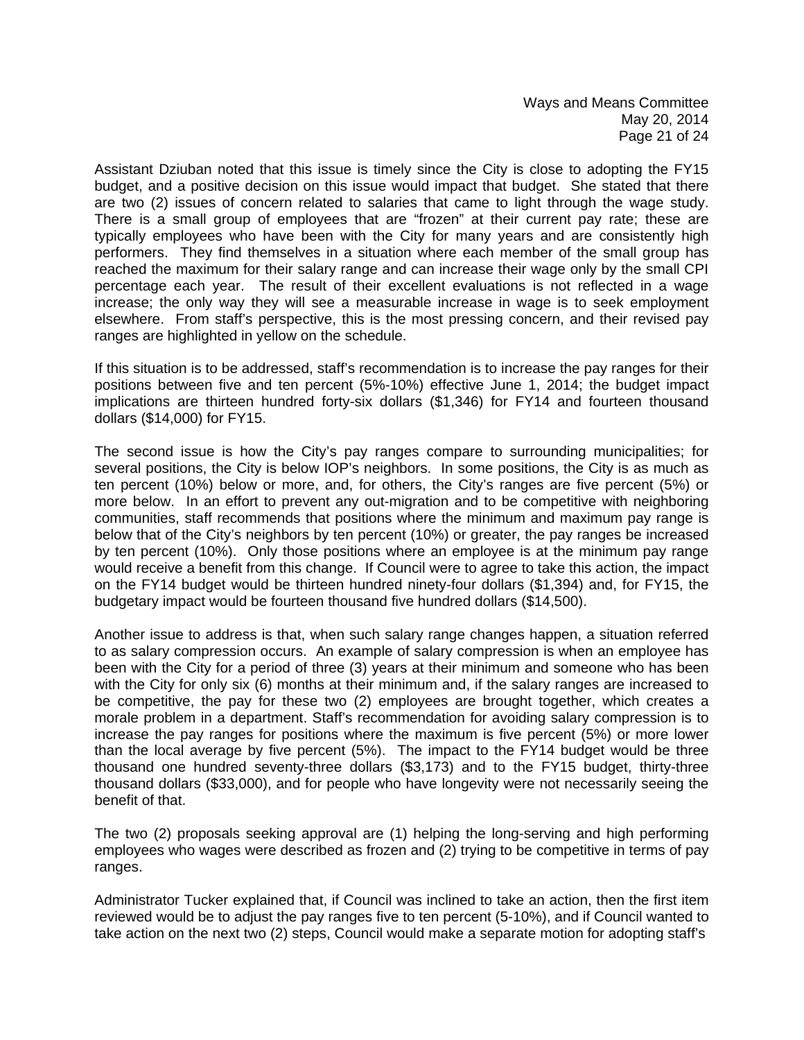Assistant Dziuban noted that this issue is timely since the City is close to adopting the FY15 budget, and a positive decision on this issue would impact that budget. She stated that there are two (2) issues of concern related to salaries that came to light through the wage study. There is a small group of employees that are "frozen" at their current pay rate; these are typically employees who have been with the City for many years and are consistently high performers. They find themselves in a situation where each member of the small group has reached the maximum for their salary range and can increase their wage only by the small CPI percentage each year. The result of their excellent evaluations is not reflected in a wage increase; the only way they will see a measurable increase in wage is to seek employment elsewhere. From staff's perspective, this is the most pressing concern, and their revised pay ranges are highlighted in yellow on the schedule.

If this situation is to be addressed, staff's recommendation is to increase the pay ranges for their positions between five and ten percent (5%-10%) effective June 1, 2014; the budget impact implications are thirteen hundred forty-six dollars ($1,346) for FY14 and fourteen thousand dollars ($14,000) for FY15.

The second issue is how the City's pay ranges compare to surrounding municipalities; for several positions, the City is below IOP's neighbors. In some positions, the City is as much as ten percent (10%) below or more, and, for others, the City's ranges are five percent (5%) or more below. In an effort to prevent any out-migration and to be competitive with neighboring communities, staff recommends that positions where the minimum and maximum pay range is below that of the City's neighbors by ten percent (10%) or greater, the pay ranges be increased by ten percent (10%). Only those positions where an employee is at the minimum pay range would receive a benefit from this change. If Council were to agree to take this action, the impact on the FY14 budget would be thirteen hundred ninety-four dollars ($1,394) and, for FY15, the budgetary impact would be fourteen thousand five hundred dollars ($14,500).

Another issue to address is that, when such salary range changes happen, a situation referred to as salary compression occurs. An example of salary compression is when an employee has been with the City for a period of three (3) years at their minimum and someone who has been with the City for only six (6) months at their minimum and, if the salary ranges are increased to be competitive, the pay for these two (2) employees are brought together, which creates a morale problem in a department. Staff's recommendation for avoiding salary compression is to increase the pay ranges for positions where the maximum is five percent (5%) or more lower than the local average by five percent (5%). The impact to the FY14 budget would be three thousand one hundred seventy-three dollars ($3,173) and to the FY15 budget, thirty-three thousand dollars ($33,000), and for people who have longevity were not necessarily seeing the benefit of that.

The two (2) proposals seeking approval are (1) helping the long-serving and high performing employees who wages were described as frozen and (2) trying to be competitive in terms of pay ranges.

Administrator Tucker explained that, if Council was inclined to take an action, then the first item reviewed would be to adjust the pay ranges five to ten percent (5-10%), and if Council wanted to take action on the next two (2) steps, Council would make a separate motion for adopting staff's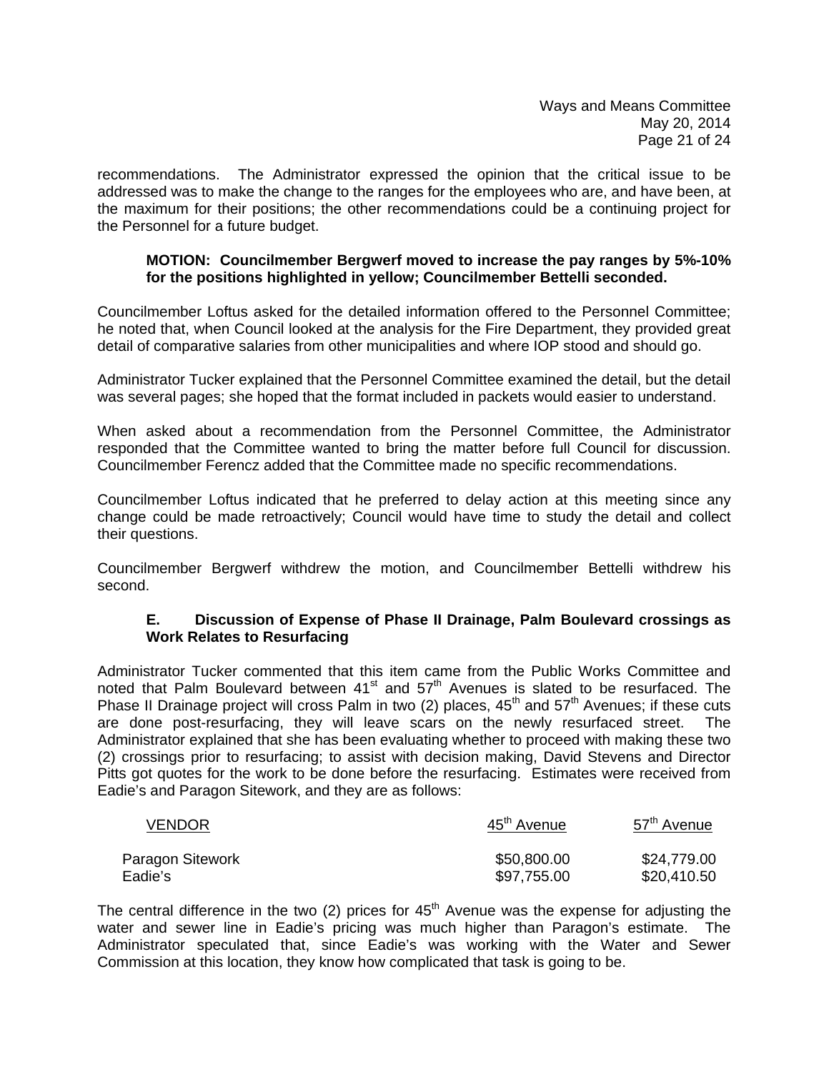recommendations. The Administrator expressed the opinion that the critical issue to be addressed was to make the change to the ranges for the employees who are, and have been, at the maximum for their positions; the other recommendations could be a continuing project for the Personnel for a future budget.

> **MOTION: Councilmember Bergwerf moved to increase the pay ranges by 5%-10% for the positions highlighted in yellow; Councilmember Bettelli seconded.**

Councilmember Loftus asked for the detailed information offered to the Personnel Committee; he noted that, when Council looked at the analysis for the Fire Department, they provided great detail of comparative salaries from other municipalities and where IOP stood and should go.

Administrator Tucker explained that the Personnel Committee examined the detail, but the detail was several pages; she hoped that the format included in packets would easier to understand.

When asked about a recommendation from the Personnel Committee, the Administrator responded that the Committee wanted to bring the matter before full Council for discussion. Councilmember Ferencz added that the Committee made no specific recommendations.

Councilmember Loftus indicated that he preferred to delay action at this meeting since any change could be made retroactively; Council would have time to study the detail and collect their questions.

Councilmember Bergwerf withdrew the motion, and Councilmember Bettelli withdrew his second.

### E. Discussion of Expense of Phase II Drainage, Palm Boulevard crossings as Work Relates to Resurfacing

Administrator Tucker commented that this item came from the Public Works Committee and noted that Palm Boulevard between 41st and 57th Avenues is slated to be resurfaced. The Phase II Drainage project will cross Palm in two (2) places, 45th and 57th Avenues; if these cuts are done post-resurfacing, they will leave scars on the newly resurfaced street. The Administrator explained that she has been evaluating whether to proceed with making these two (2) crossings prior to resurfacing; to assist with decision making, David Stevens and Director Pitts got quotes for the work to be done before the resurfacing. Estimates were received from Eadie's and Paragon Sitework, and they are as follows:

| VENDOR | 45th Avenue | 57th Avenue |
|---|---|---|
| Paragon Sitework | $50,800.00 | $24,779.00 |
| Eadie's | $97,755.00 | $20,410.50 |

The central difference in the two (2) prices for 45th Avenue was the expense for adjusting the water and sewer line in Eadie's pricing was much higher than Paragon's estimate. The Administrator speculated that, since Eadie's was working with the Water and Sewer Commission at this location, they know how complicated that task is going to be.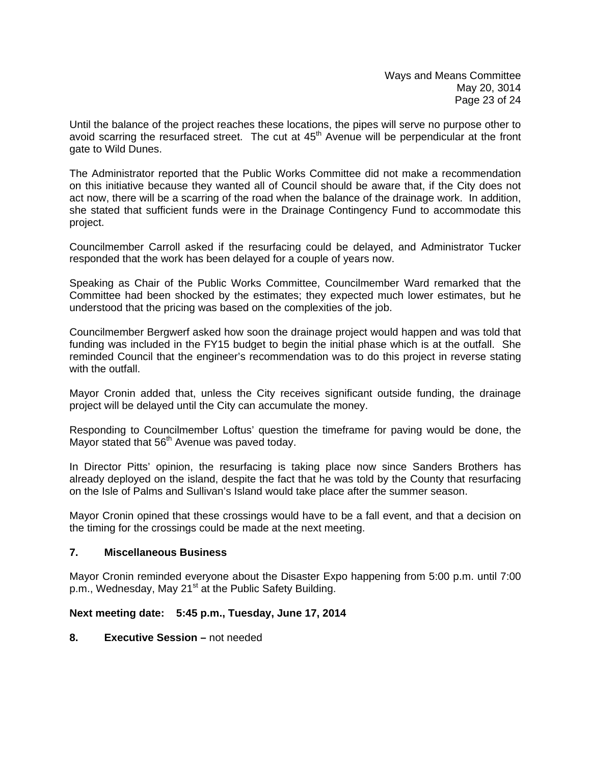Until the balance of the project reaches these locations, the pipes will serve no purpose other to avoid scarring the resurfaced street. The cut at 45th Avenue will be perpendicular at the front gate to Wild Dunes.

The Administrator reported that the Public Works Committee did not make a recommendation on this initiative because they wanted all of Council should be aware that, if the City does not act now, there will be a scarring of the road when the balance of the drainage work. In addition, she stated that sufficient funds were in the Drainage Contingency Fund to accommodate this project.

Councilmember Carroll asked if the resurfacing could be delayed, and Administrator Tucker responded that the work has been delayed for a couple of years now.

Speaking as Chair of the Public Works Committee, Councilmember Ward remarked that the Committee had been shocked by the estimates; they expected much lower estimates, but he understood that the pricing was based on the complexities of the job.

Councilmember Bergwerf asked how soon the drainage project would happen and was told that funding was included in the FY15 budget to begin the initial phase which is at the outfall. She reminded Council that the engineer's recommendation was to do this project in reverse stating with the outfall.

Mayor Cronin added that, unless the City receives significant outside funding, the drainage project will be delayed until the City can accumulate the money.

Responding to Councilmember Loftus' question the timeframe for paving would be done, the Mayor stated that 56th Avenue was paved today.

In Director Pitts' opinion, the resurfacing is taking place now since Sanders Brothers has already deployed on the island, despite the fact that he was told by the County that resurfacing on the Isle of Palms and Sullivan's Island would take place after the summer season.

Mayor Cronin opined that these crossings would have to be a fall event, and that a decision on the timing for the crossings could be made at the next meeting.

**7. Miscellaneous Business**

Mayor Cronin reminded everyone about the Disaster Expo happening from 5:00 p.m. until 7:00 p.m., Wednesday, May 21st at the Public Safety Building.

**Next meeting date: 5:45 p.m., Tuesday, June 17, 2014**

**8. Executive Session –** not needed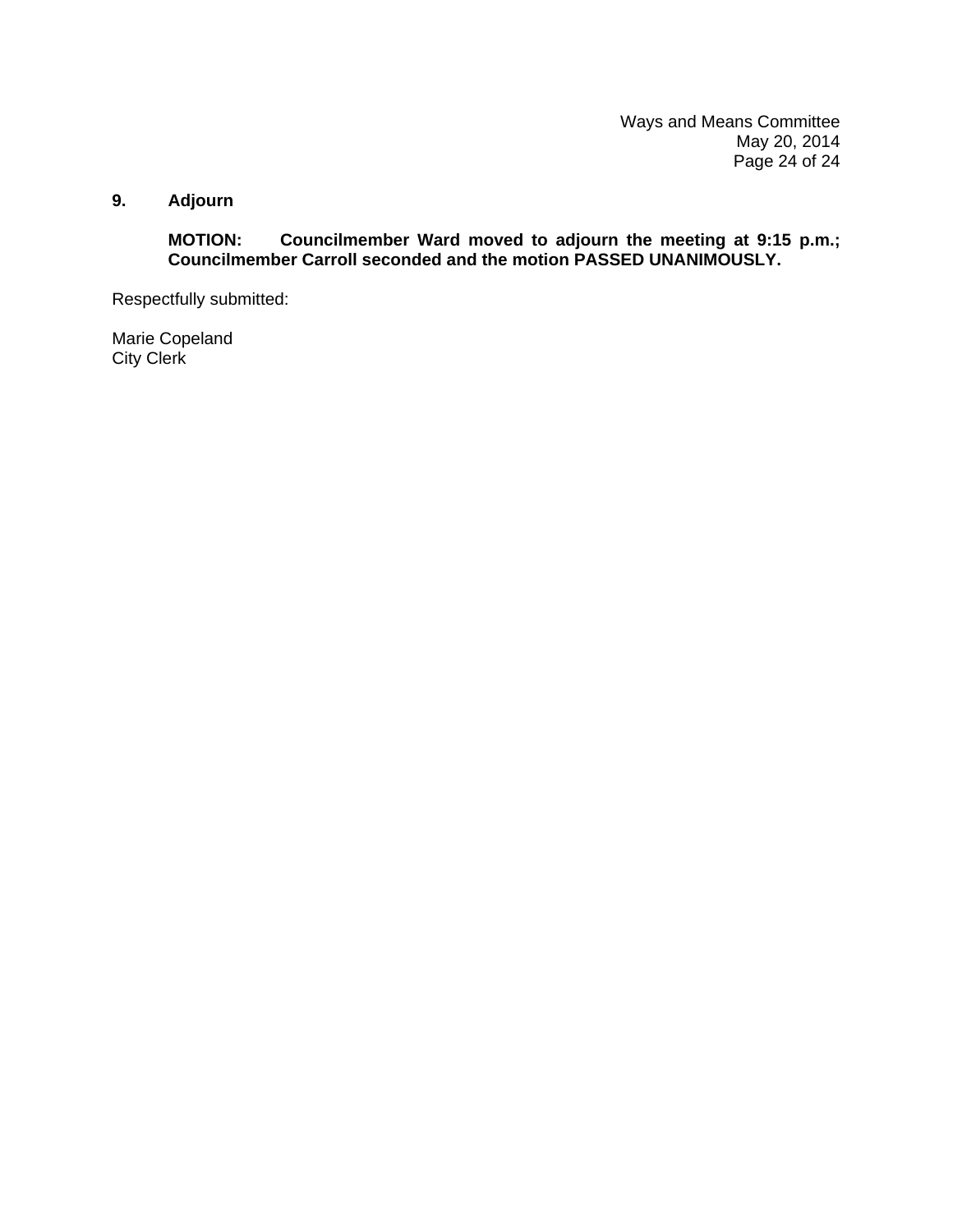## 9. Adjourn

**MOTION: Councilmember Ward moved to adjourn the meeting at 9:15 p.m.; Councilmember Carroll seconded and the motion PASSED UNANIMOUSLY.**

Respectfully submitted:

Marie Copeland
City Clerk